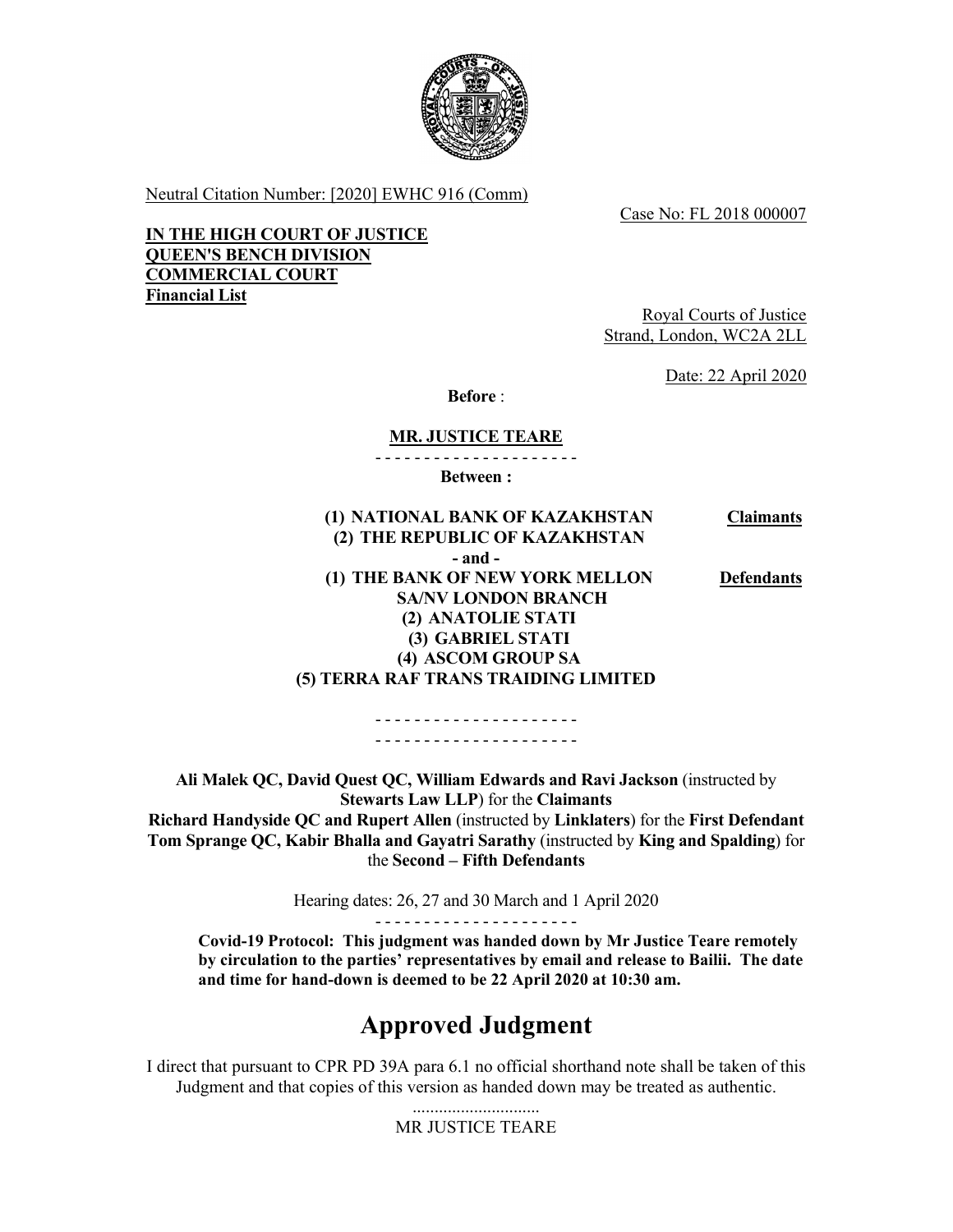Neutral Citation Number: [2020] EWHC 916 (Comm)

Case No: FL 2018 000007

**IN THE HIGH COURT OF JUSTICE**
**QUEEN'S BENCH DIVISION**
**COMMERCIAL COURT**
**Financial List**

Royal Courts of Justice
Strand, London, WC2A 2LL

Date: 22 April 2020

**Before** :

**MR. JUSTICE TEARE**

- - - - - - - - - - - - - - - - - - - - -

**Between :**

**(1) NATIONAL BANK OF KAZAKHSTAN** **Claimants**
**(2) THE REPUBLIC OF KAZAKHSTAN**
**- and -**
**(1) THE BANK OF NEW YORK MELLON SA/NV LONDON BRANCH** **Defendants**
**(2) ANATOLIE STATI**
**(3) GABRIEL STATI**
**(4) ASCOM GROUP SA**
**(5) TERRA RAF TRANS TRAIDING LIMITED**

- - - - - - - - - - - - - - - - - - - - -
- - - - - - - - - - - - - - - - - - - - -

**Ali Malek QC, David Quest QC, William Edwards and Ravi Jackson** (instructed by **Stewarts Law LLP**) for the **Claimants**
**Richard Handyside QC and Rupert Allen** (instructed by **Linklaters**) for the **First Defendant**
**Tom Sprange QC, Kabir Bhalla and Gayatri Sarathy** (instructed by **King and Spalding**) for the **Second – Fifth Defendants**

Hearing dates: 26, 27 and 30 March and 1 April 2020

- - - - - - - - - - - - - - - - - - - - -

**Covid-19 Protocol: This judgment was handed down by Mr Justice Teare remotely by circulation to the parties' representatives by email and release to Bailii. The date and time for hand-down is deemed to be 22 April 2020 at 10:30 am.**

# Approved Judgment

I direct that pursuant to CPR PD 39A para 6.1 no official shorthand note shall be taken of this Judgment and that copies of this version as handed down may be treated as authentic.

.............................
MR JUSTICE TEARE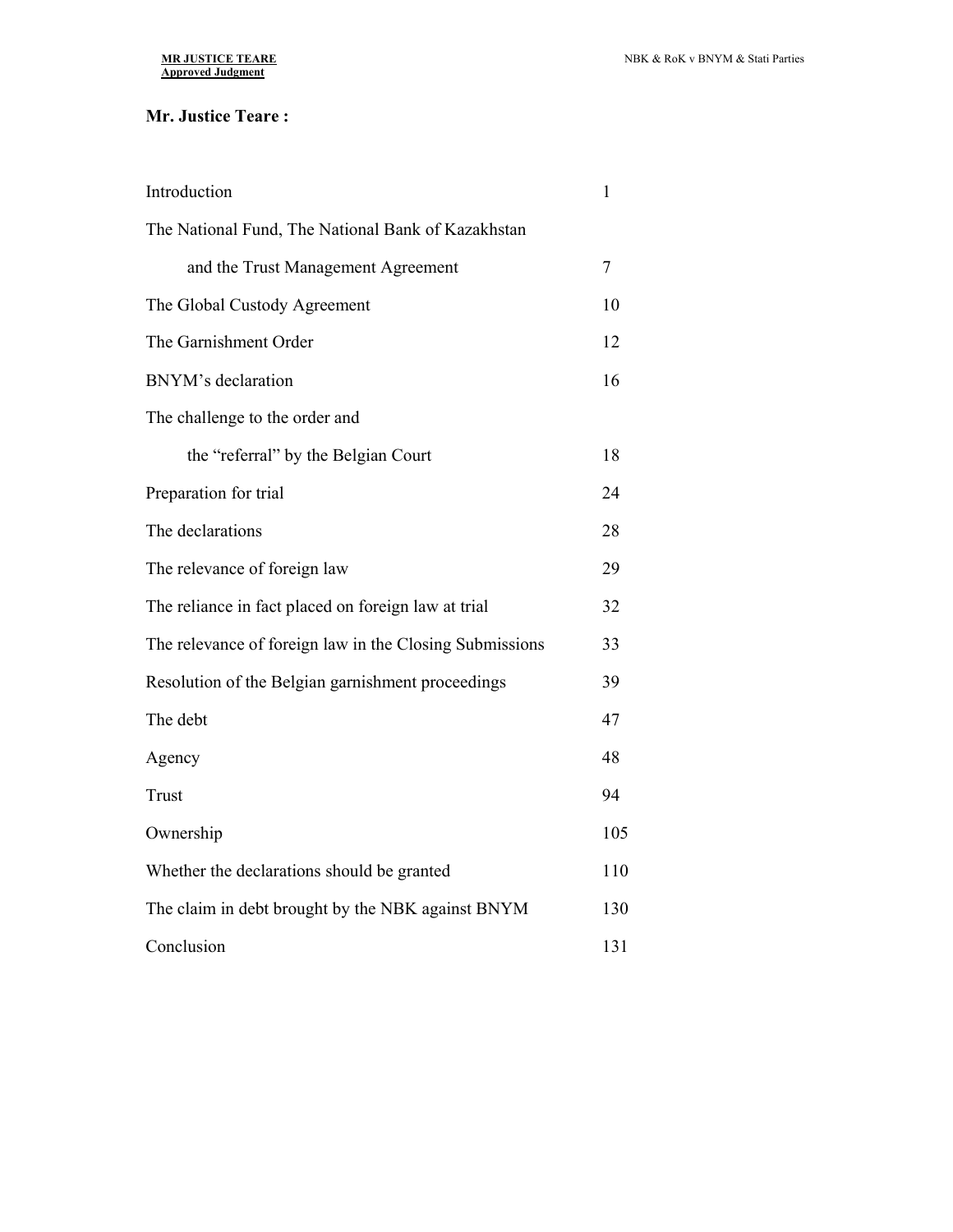**Mr. Justice Teare :**

| | |
|---|---|
| Introduction | 1 |
| The National Fund, The National Bank of Kazakhstan and the Trust Management Agreement | 7 |
| The Global Custody Agreement | 10 |
| The Garnishment Order | 12 |
| BNYM's declaration | 16 |
| The challenge to the order and the "referral" by the Belgian Court | 18 |
| Preparation for trial | 24 |
| The declarations | 28 |
| The relevance of foreign law | 29 |
| The reliance in fact placed on foreign law at trial | 32 |
| The relevance of foreign law in the Closing Submissions | 33 |
| Resolution of the Belgian garnishment proceedings | 39 |
| The debt | 47 |
| Agency | 48 |
| Trust | 94 |
| Ownership | 105 |
| Whether the declarations should be granted | 110 |
| The claim in debt brought by the NBK against BNYM | 130 |
| Conclusion | 131 |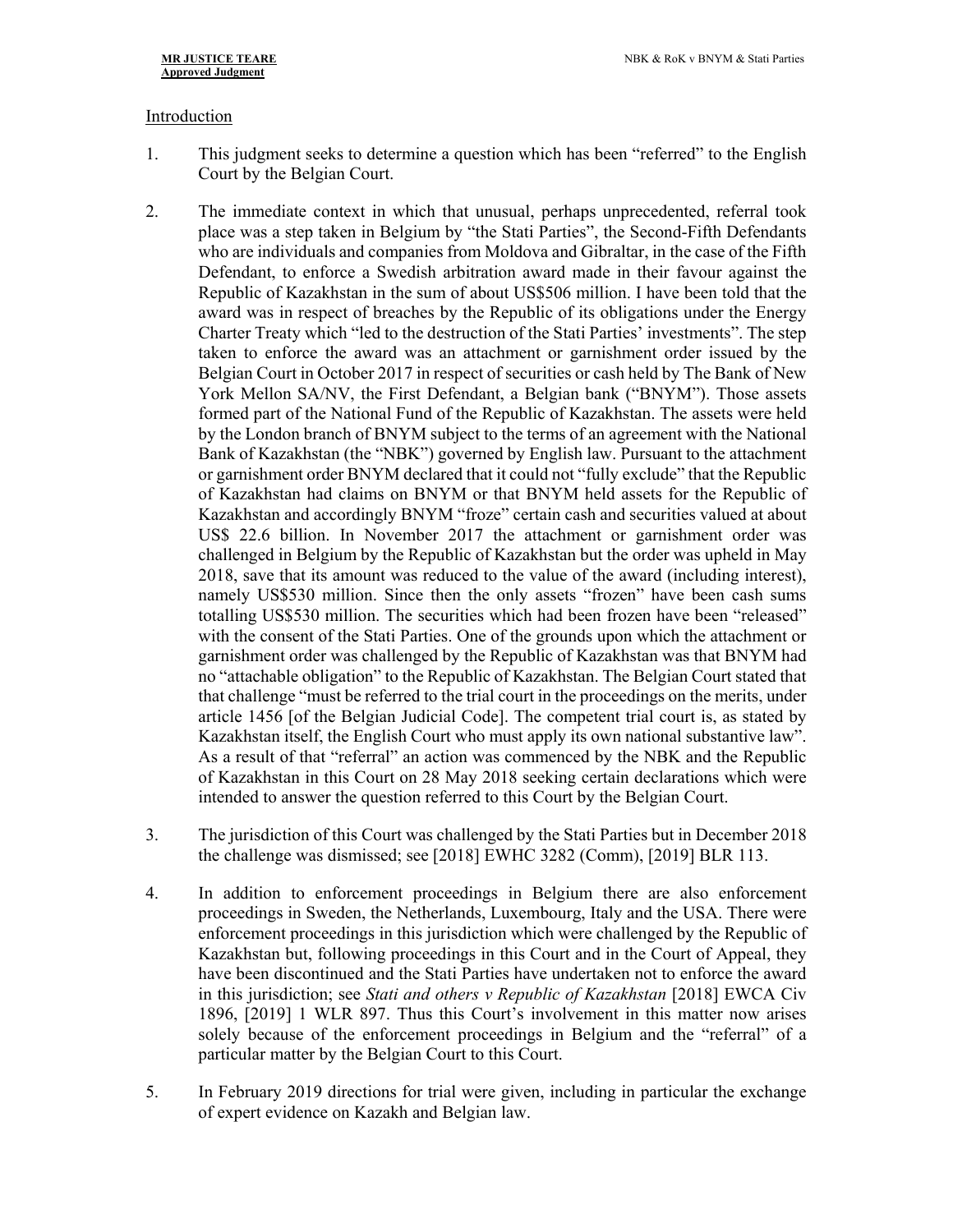Introduction

1. This judgment seeks to determine a question which has been "referred" to the English Court by the Belgian Court.

2. The immediate context in which that unusual, perhaps unprecedented, referral took place was a step taken in Belgium by "the Stati Parties", the Second-Fifth Defendants who are individuals and companies from Moldova and Gibraltar, in the case of the Fifth Defendant, to enforce a Swedish arbitration award made in their favour against the Republic of Kazakhstan in the sum of about US$506 million. I have been told that the award was in respect of breaches by the Republic of its obligations under the Energy Charter Treaty which "led to the destruction of the Stati Parties' investments". The step taken to enforce the award was an attachment or garnishment order issued by the Belgian Court in October 2017 in respect of securities or cash held by The Bank of New York Mellon SA/NV, the First Defendant, a Belgian bank ("BNYM"). Those assets formed part of the National Fund of the Republic of Kazakhstan. The assets were held by the London branch of BNYM subject to the terms of an agreement with the National Bank of Kazakhstan (the "NBK") governed by English law. Pursuant to the attachment or garnishment order BNYM declared that it could not "fully exclude" that the Republic of Kazakhstan had claims on BNYM or that BNYM held assets for the Republic of Kazakhstan and accordingly BNYM "froze" certain cash and securities valued at about US$ 22.6 billion. In November 2017 the attachment or garnishment order was challenged in Belgium by the Republic of Kazakhstan but the order was upheld in May 2018, save that its amount was reduced to the value of the award (including interest), namely US$530 million. Since then the only assets "frozen" have been cash sums totalling US$530 million. The securities which had been frozen have been "released" with the consent of the Stati Parties. One of the grounds upon which the attachment or garnishment order was challenged by the Republic of Kazakhstan was that BNYM had no "attachable obligation" to the Republic of Kazakhstan. The Belgian Court stated that that challenge "must be referred to the trial court in the proceedings on the merits, under article 1456 [of the Belgian Judicial Code]. The competent trial court is, as stated by Kazakhstan itself, the English Court who must apply its own national substantive law". As a result of that "referral" an action was commenced by the NBK and the Republic of Kazakhstan in this Court on 28 May 2018 seeking certain declarations which were intended to answer the question referred to this Court by the Belgian Court.

3. The jurisdiction of this Court was challenged by the Stati Parties but in December 2018 the challenge was dismissed; see [2018] EWHC 3282 (Comm), [2019] BLR 113.

4. In addition to enforcement proceedings in Belgium there are also enforcement proceedings in Sweden, the Netherlands, Luxembourg, Italy and the USA. There were enforcement proceedings in this jurisdiction which were challenged by the Republic of Kazakhstan but, following proceedings in this Court and in the Court of Appeal, they have been discontinued and the Stati Parties have undertaken not to enforce the award in this jurisdiction; see *Stati and others v Republic of Kazakhstan* [2018] EWCA Civ 1896, [2019] 1 WLR 897. Thus this Court's involvement in this matter now arises solely because of the enforcement proceedings in Belgium and the "referral" of a particular matter by the Belgian Court to this Court.

5. In February 2019 directions for trial were given, including in particular the exchange of expert evidence on Kazakh and Belgian law.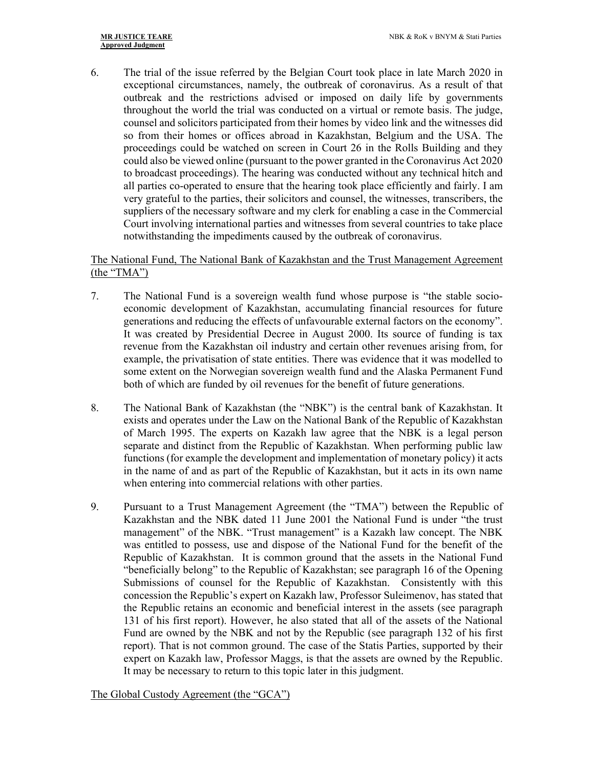6. The trial of the issue referred by the Belgian Court took place in late March 2020 in exceptional circumstances, namely, the outbreak of coronavirus. As a result of that outbreak and the restrictions advised or imposed on daily life by governments throughout the world the trial was conducted on a virtual or remote basis. The judge, counsel and solicitors participated from their homes by video link and the witnesses did so from their homes or offices abroad in Kazakhstan, Belgium and the USA. The proceedings could be watched on screen in Court 26 in the Rolls Building and they could also be viewed online (pursuant to the power granted in the Coronavirus Act 2020 to broadcast proceedings). The hearing was conducted without any technical hitch and all parties co-operated to ensure that the hearing took place efficiently and fairly. I am very grateful to the parties, their solicitors and counsel, the witnesses, transcribers, the suppliers of the necessary software and my clerk for enabling a case in the Commercial Court involving international parties and witnesses from several countries to take place notwithstanding the impediments caused by the outbreak of coronavirus.

## The National Fund, The National Bank of Kazakhstan and the Trust Management Agreement (the "TMA")

7. The National Fund is a sovereign wealth fund whose purpose is "the stable socio-economic development of Kazakhstan, accumulating financial resources for future generations and reducing the effects of unfavourable external factors on the economy". It was created by Presidential Decree in August 2000. Its source of funding is tax revenue from the Kazakhstan oil industry and certain other revenues arising from, for example, the privatisation of state entities. There was evidence that it was modelled to some extent on the Norwegian sovereign wealth fund and the Alaska Permanent Fund both of which are funded by oil revenues for the benefit of future generations.

8. The National Bank of Kazakhstan (the "NBK") is the central bank of Kazakhstan. It exists and operates under the Law on the National Bank of the Republic of Kazakhstan of March 1995. The experts on Kazakh law agree that the NBK is a legal person separate and distinct from the Republic of Kazakhstan. When performing public law functions (for example the development and implementation of monetary policy) it acts in the name of and as part of the Republic of Kazakhstan, but it acts in its own name when entering into commercial relations with other parties.

9. Pursuant to a Trust Management Agreement (the "TMA") between the Republic of Kazakhstan and the NBK dated 11 June 2001 the National Fund is under "the trust management" of the NBK. "Trust management" is a Kazakh law concept. The NBK was entitled to possess, use and dispose of the National Fund for the benefit of the Republic of Kazakhstan. It is common ground that the assets in the National Fund "beneficially belong" to the Republic of Kazakhstan; see paragraph 16 of the Opening Submissions of counsel for the Republic of Kazakhstan. Consistently with this concession the Republic's expert on Kazakh law, Professor Suleimenov, has stated that the Republic retains an economic and beneficial interest in the assets (see paragraph 131 of his first report). However, he also stated that all of the assets of the National Fund are owned by the NBK and not by the Republic (see paragraph 132 of his first report). That is not common ground. The case of the Statis Parties, supported by their expert on Kazakh law, Professor Maggs, is that the assets are owned by the Republic. It may be necessary to return to this topic later in this judgment.

## The Global Custody Agreement (the "GCA")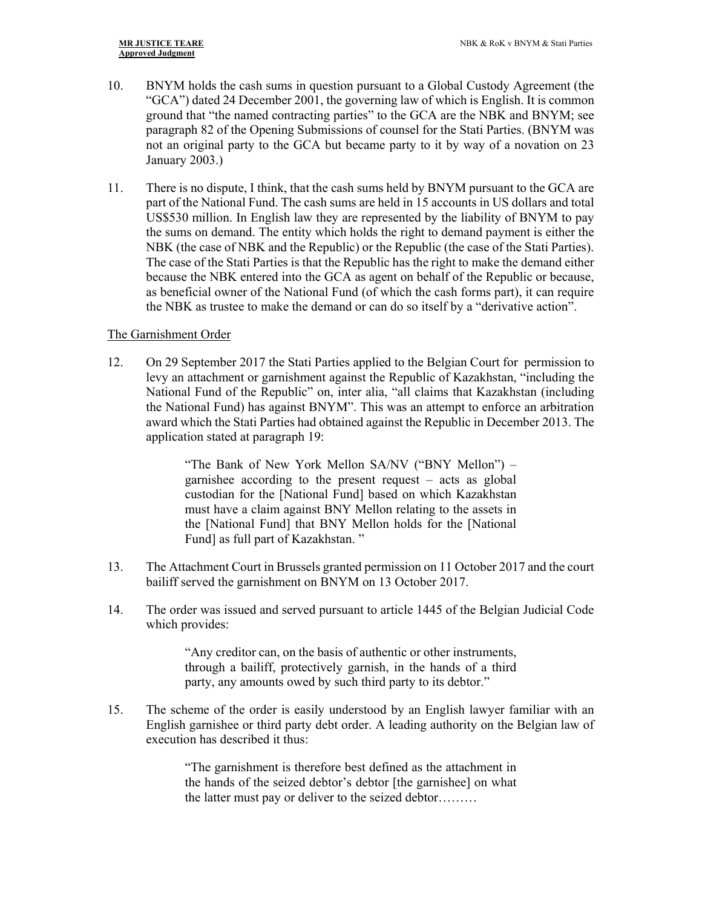10. BNYM holds the cash sums in question pursuant to a Global Custody Agreement (the "GCA") dated 24 December 2001, the governing law of which is English. It is common ground that "the named contracting parties" to the GCA are the NBK and BNYM; see paragraph 82 of the Opening Submissions of counsel for the Stati Parties. (BNYM was not an original party to the GCA but became party to it by way of a novation on 23 January 2003.)

11. There is no dispute, I think, that the cash sums held by BNYM pursuant to the GCA are part of the National Fund. The cash sums are held in 15 accounts in US dollars and total US$530 million. In English law they are represented by the liability of BNYM to pay the sums on demand. The entity which holds the right to demand payment is either the NBK (the case of NBK and the Republic) or the Republic (the case of the Stati Parties). The case of the Stati Parties is that the Republic has the right to make the demand either because the NBK entered into the GCA as agent on behalf of the Republic or because, as beneficial owner of the National Fund (of which the cash forms part), it can require the NBK as trustee to make the demand or can do so itself by a "derivative action".

<u>The Garnishment Order</u>

12. On 29 September 2017 the Stati Parties applied to the Belgian Court for permission to levy an attachment or garnishment against the Republic of Kazakhstan, "including the National Fund of the Republic" on, inter alia, "all claims that Kazakhstan (including the National Fund) has against BNYM". This was an attempt to enforce an arbitration award which the Stati Parties had obtained against the Republic in December 2013. The application stated at paragraph 19:

> "The Bank of New York Mellon SA/NV ("BNY Mellon") – garnishee according to the present request – acts as global custodian for the [National Fund] based on which Kazakhstan must have a claim against BNY Mellon relating to the assets in the [National Fund] that BNY Mellon holds for the [National Fund] as full part of Kazakhstan. "

13. The Attachment Court in Brussels granted permission on 11 October 2017 and the court bailiff served the garnishment on BNYM on 13 October 2017.

14. The order was issued and served pursuant to article 1445 of the Belgian Judicial Code which provides:

> "Any creditor can, on the basis of authentic or other instruments, through a bailiff, protectively garnish, in the hands of a third party, any amounts owed by such third party to its debtor."

15. The scheme of the order is easily understood by an English lawyer familiar with an English garnishee or third party debt order. A leading authority on the Belgian law of execution has described it thus:

> "The garnishment is therefore best defined as the attachment in the hands of the seized debtor's debtor [the garnishee] on what the latter must pay or deliver to the seized debtor………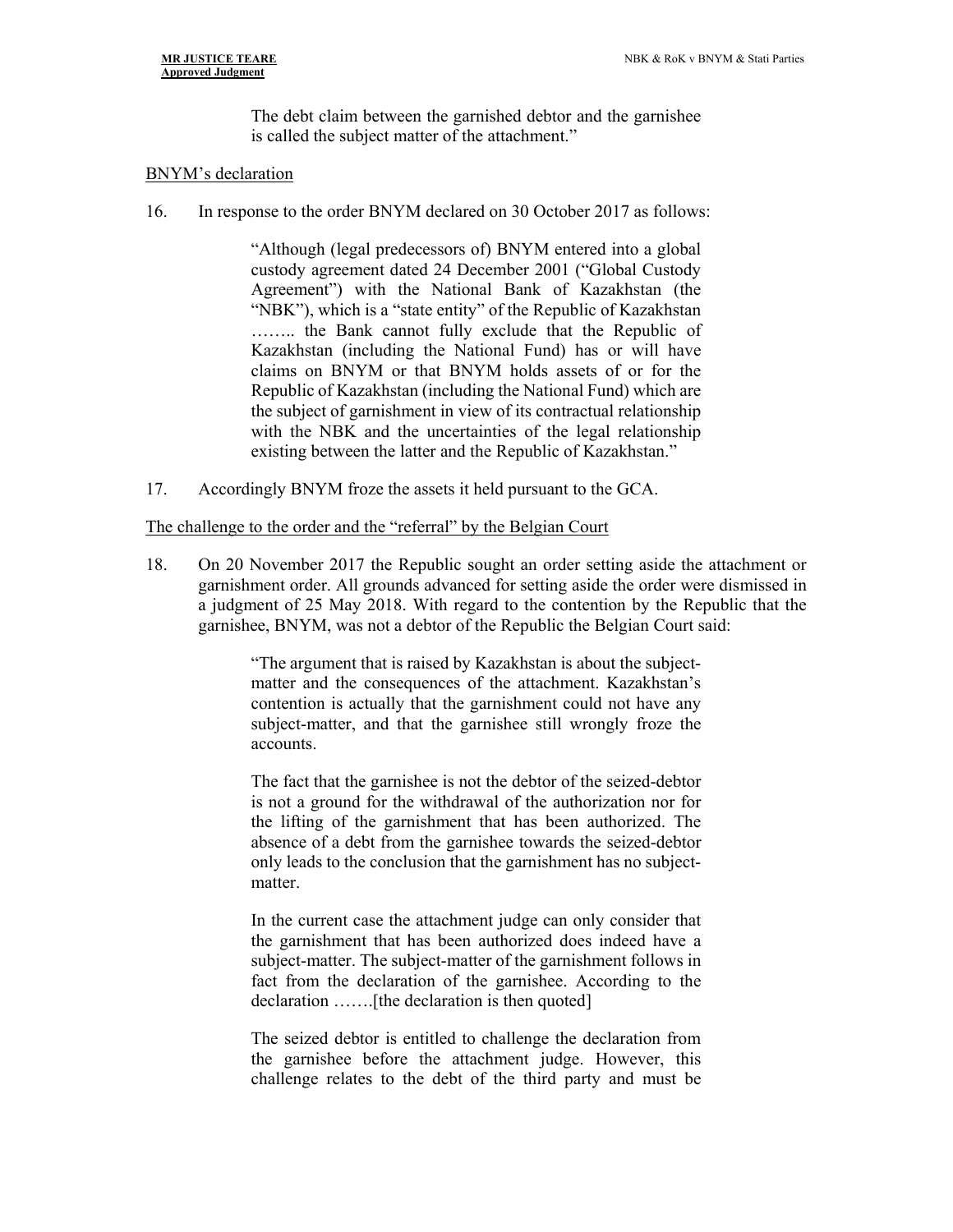The debt claim between the garnished debtor and the garnishee is called the subject matter of the attachment."

BNYM's declaration

16. In response to the order BNYM declared on 30 October 2017 as follows:

> "Although (legal predecessors of) BNYM entered into a global custody agreement dated 24 December 2001 ("Global Custody Agreement") with the National Bank of Kazakhstan (the "NBK"), which is a "state entity" of the Republic of Kazakhstan …….. the Bank cannot fully exclude that the Republic of Kazakhstan (including the National Fund) has or will have claims on BNYM or that BNYM holds assets of or for the Republic of Kazakhstan (including the National Fund) which are the subject of garnishment in view of its contractual relationship with the NBK and the uncertainties of the legal relationship existing between the latter and the Republic of Kazakhstan."

17. Accordingly BNYM froze the assets it held pursuant to the GCA.

The challenge to the order and the "referral" by the Belgian Court

18. On 20 November 2017 the Republic sought an order setting aside the attachment or garnishment order. All grounds advanced for setting aside the order were dismissed in a judgment of 25 May 2018. With regard to the contention by the Republic that the garnishee, BNYM, was not a debtor of the Republic the Belgian Court said:

> "The argument that is raised by Kazakhstan is about the subject-matter and the consequences of the attachment. Kazakhstan's contention is actually that the garnishment could not have any subject-matter, and that the garnishee still wrongly froze the accounts.
>
> The fact that the garnishee is not the debtor of the seized-debtor is not a ground for the withdrawal of the authorization nor for the lifting of the garnishment that has been authorized. The absence of a debt from the garnishee towards the seized-debtor only leads to the conclusion that the garnishment has no subject-matter.
>
> In the current case the attachment judge can only consider that the garnishment that has been authorized does indeed have a subject-matter. The subject-matter of the garnishment follows in fact from the declaration of the garnishee. According to the declaration …….[the declaration is then quoted]
>
> The seized debtor is entitled to challenge the declaration from the garnishee before the attachment judge. However, this challenge relates to the debt of the third party and must be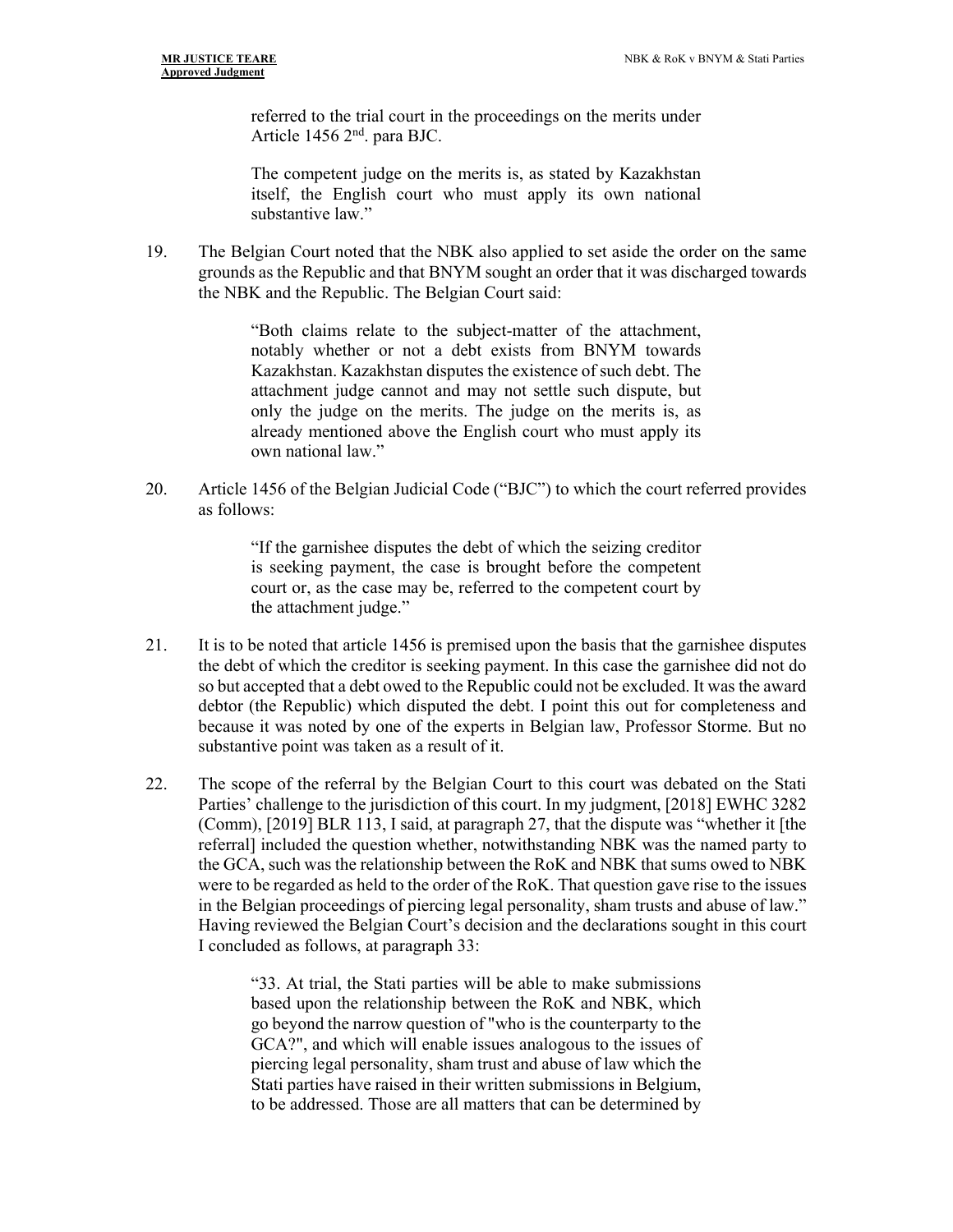> referred to the trial court in the proceedings on the merits under Article 1456 2nd. para BJC.
>
> The competent judge on the merits is, as stated by Kazakhstan itself, the English court who must apply its own national substantive law."

19. The Belgian Court noted that the NBK also applied to set aside the order on the same grounds as the Republic and that BNYM sought an order that it was discharged towards the NBK and the Republic. The Belgian Court said:

> "Both claims relate to the subject-matter of the attachment, notably whether or not a debt exists from BNYM towards Kazakhstan. Kazakhstan disputes the existence of such debt. The attachment judge cannot and may not settle such dispute, but only the judge on the merits. The judge on the merits is, as already mentioned above the English court who must apply its own national law."

20. Article 1456 of the Belgian Judicial Code ("BJC") to which the court referred provides as follows:

> "If the garnishee disputes the debt of which the seizing creditor is seeking payment, the case is brought before the competent court or, as the case may be, referred to the competent court by the attachment judge."

21. It is to be noted that article 1456 is premised upon the basis that the garnishee disputes the debt of which the creditor is seeking payment. In this case the garnishee did not do so but accepted that a debt owed to the Republic could not be excluded. It was the award debtor (the Republic) which disputed the debt. I point this out for completeness and because it was noted by one of the experts in Belgian law, Professor Storme. But no substantive point was taken as a result of it.

22. The scope of the referral by the Belgian Court to this court was debated on the Stati Parties' challenge to the jurisdiction of this court. In my judgment, [2018] EWHC 3282 (Comm), [2019] BLR 113, I said, at paragraph 27, that the dispute was "whether it [the referral] included the question whether, notwithstanding NBK was the named party to the GCA, such was the relationship between the RoK and NBK that sums owed to NBK were to be regarded as held to the order of the RoK. That question gave rise to the issues in the Belgian proceedings of piercing legal personality, sham trusts and abuse of law." Having reviewed the Belgian Court's decision and the declarations sought in this court I concluded as follows, at paragraph 33:

> "33. At trial, the Stati parties will be able to make submissions based upon the relationship between the RoK and NBK, which go beyond the narrow question of "who is the counterparty to the GCA?", and which will enable issues analogous to the issues of piercing legal personality, sham trust and abuse of law which the Stati parties have raised in their written submissions in Belgium, to be addressed. Those are all matters that can be determined by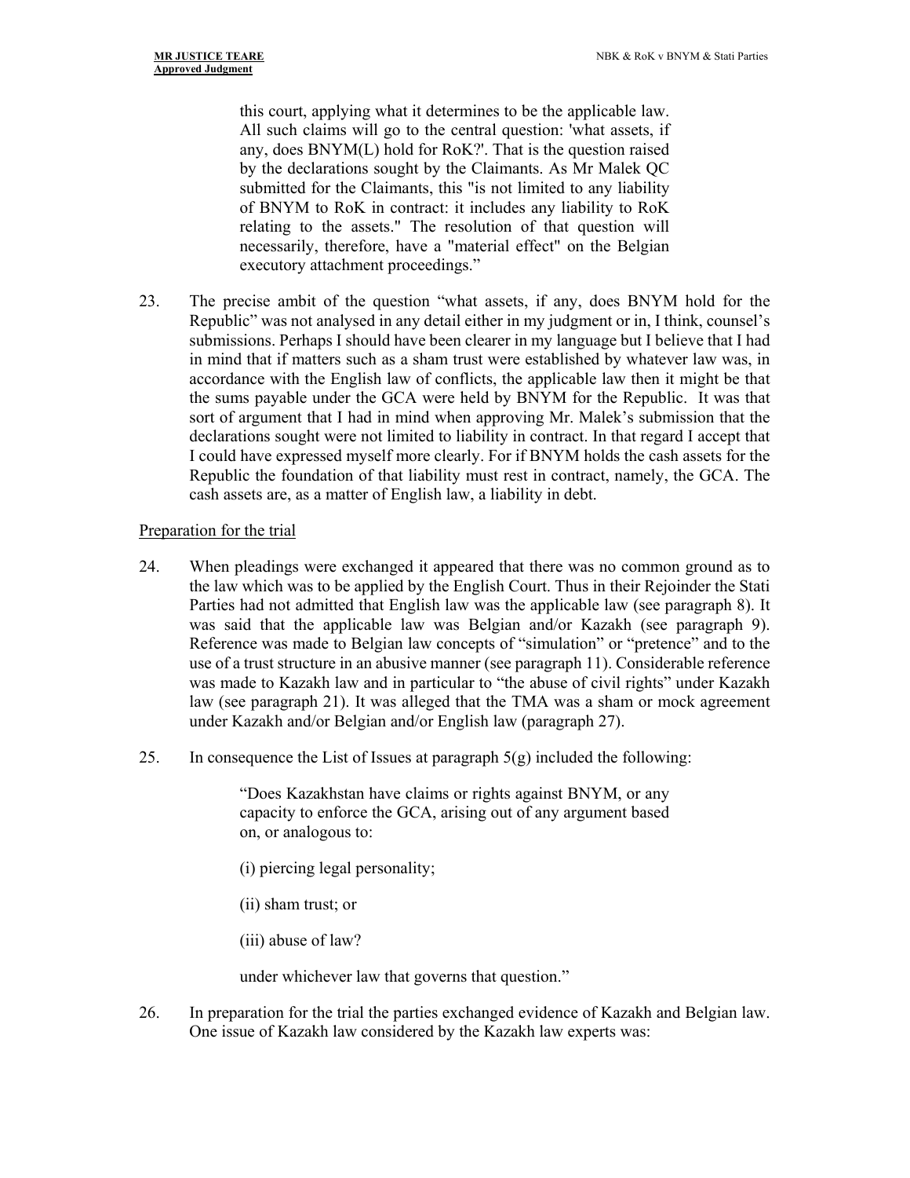> this court, applying what it determines to be the applicable law. All such claims will go to the central question: 'what assets, if any, does BNYM(L) hold for RoK?'. That is the question raised by the declarations sought by the Claimants. As Mr Malek QC submitted for the Claimants, this "is not limited to any liability of BNYM to RoK in contract: it includes any liability to RoK relating to the assets." The resolution of that question will necessarily, therefore, have a "material effect" on the Belgian executory attachment proceedings."

23. The precise ambit of the question "what assets, if any, does BNYM hold for the Republic" was not analysed in any detail either in my judgment or in, I think, counsel's submissions. Perhaps I should have been clearer in my language but I believe that I had in mind that if matters such as a sham trust were established by whatever law was, in accordance with the English law of conflicts, the applicable law then it might be that the sums payable under the GCA were held by BNYM for the Republic. It was that sort of argument that I had in mind when approving Mr. Malek's submission that the declarations sought were not limited to liability in contract. In that regard I accept that I could have expressed myself more clearly. For if BNYM holds the cash assets for the Republic the foundation of that liability must rest in contract, namely, the GCA. The cash assets are, as a matter of English law, a liability in debt.

Preparation for the trial

24. When pleadings were exchanged it appeared that there was no common ground as to the law which was to be applied by the English Court. Thus in their Rejoinder the Stati Parties had not admitted that English law was the applicable law (see paragraph 8). It was said that the applicable law was Belgian and/or Kazakh (see paragraph 9). Reference was made to Belgian law concepts of "simulation" or "pretence" and to the use of a trust structure in an abusive manner (see paragraph 11). Considerable reference was made to Kazakh law and in particular to "the abuse of civil rights" under Kazakh law (see paragraph 21). It was alleged that the TMA was a sham or mock agreement under Kazakh and/or Belgian and/or English law (paragraph 27).

25. In consequence the List of Issues at paragraph 5(g) included the following:

> "Does Kazakhstan have claims or rights against BNYM, or any capacity to enforce the GCA, arising out of any argument based on, or analogous to:
>
> (i) piercing legal personality;
>
> (ii) sham trust; or
>
> (iii) abuse of law?
>
> under whichever law that governs that question."

26. In preparation for the trial the parties exchanged evidence of Kazakh and Belgian law. One issue of Kazakh law considered by the Kazakh law experts was: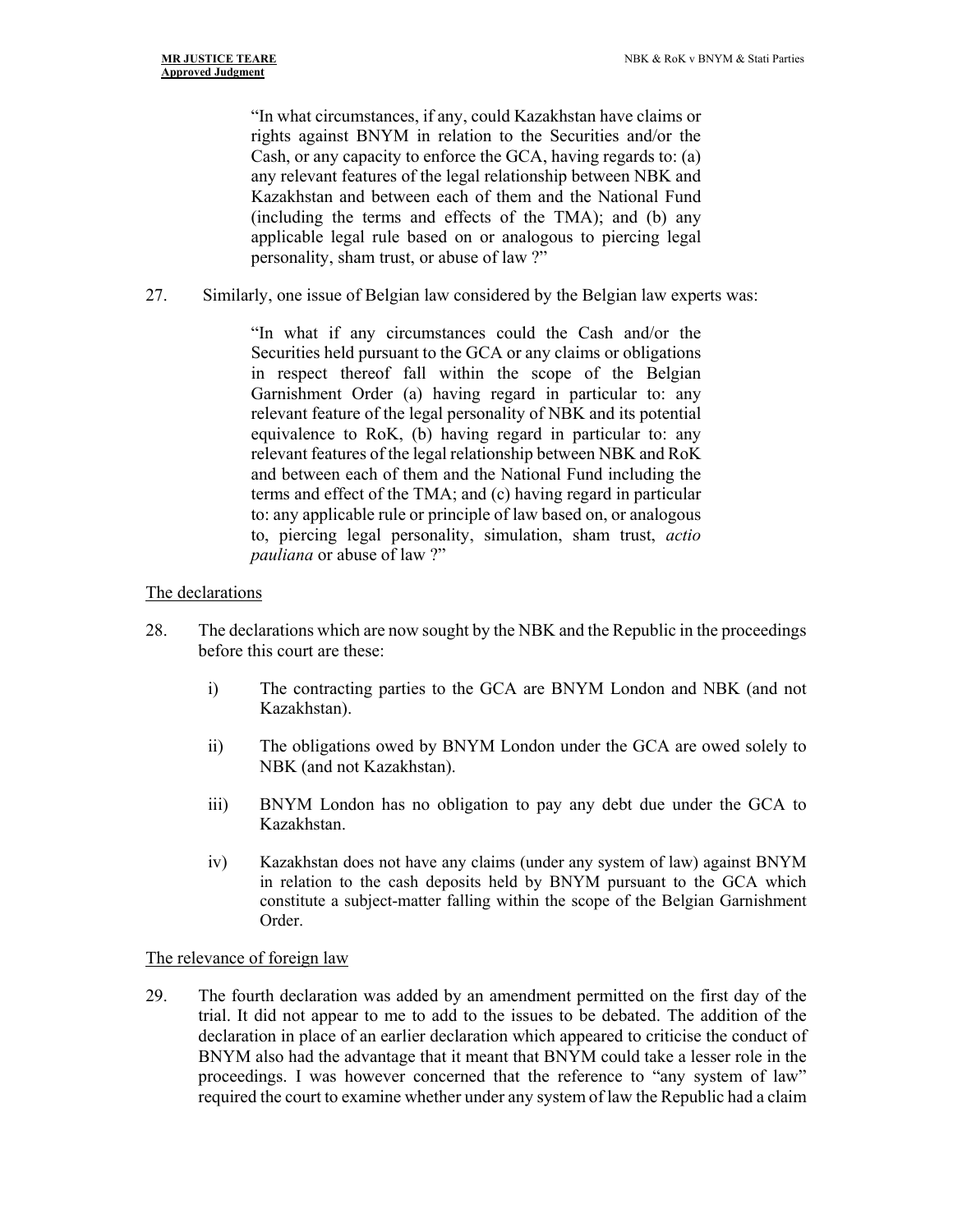> "In what circumstances, if any, could Kazakhstan have claims or rights against BNYM in relation to the Securities and/or the Cash, or any capacity to enforce the GCA, having regards to: (a) any relevant features of the legal relationship between NBK and Kazakhstan and between each of them and the National Fund (including the terms and effects of the TMA); and (b) any applicable legal rule based on or analogous to piercing legal personality, sham trust, or abuse of law ?"

27. Similarly, one issue of Belgian law considered by the Belgian law experts was:

> "In what if any circumstances could the Cash and/or the Securities held pursuant to the GCA or any claims or obligations in respect thereof fall within the scope of the Belgian Garnishment Order (a) having regard in particular to: any relevant feature of the legal personality of NBK and its potential equivalence to RoK, (b) having regard in particular to: any relevant features of the legal relationship between NBK and RoK and between each of them and the National Fund including the terms and effect of the TMA; and (c) having regard in particular to: any applicable rule or principle of law based on, or analogous to, piercing legal personality, simulation, sham trust, *actio pauliana* or abuse of law ?"

## The declarations

28. The declarations which are now sought by the NBK and the Republic in the proceedings before this court are these:

    i) The contracting parties to the GCA are BNYM London and NBK (and not Kazakhstan).

    ii) The obligations owed by BNYM London under the GCA are owed solely to NBK (and not Kazakhstan).

    iii) BNYM London has no obligation to pay any debt due under the GCA to Kazakhstan.

    iv) Kazakhstan does not have any claims (under any system of law) against BNYM in relation to the cash deposits held by BNYM pursuant to the GCA which constitute a subject-matter falling within the scope of the Belgian Garnishment Order.

## The relevance of foreign law

29. The fourth declaration was added by an amendment permitted on the first day of the trial. It did not appear to me to add to the issues to be debated. The addition of the declaration in place of an earlier declaration which appeared to criticise the conduct of BNYM also had the advantage that it meant that BNYM could take a lesser role in the proceedings. I was however concerned that the reference to "any system of law" required the court to examine whether under any system of law the Republic had a claim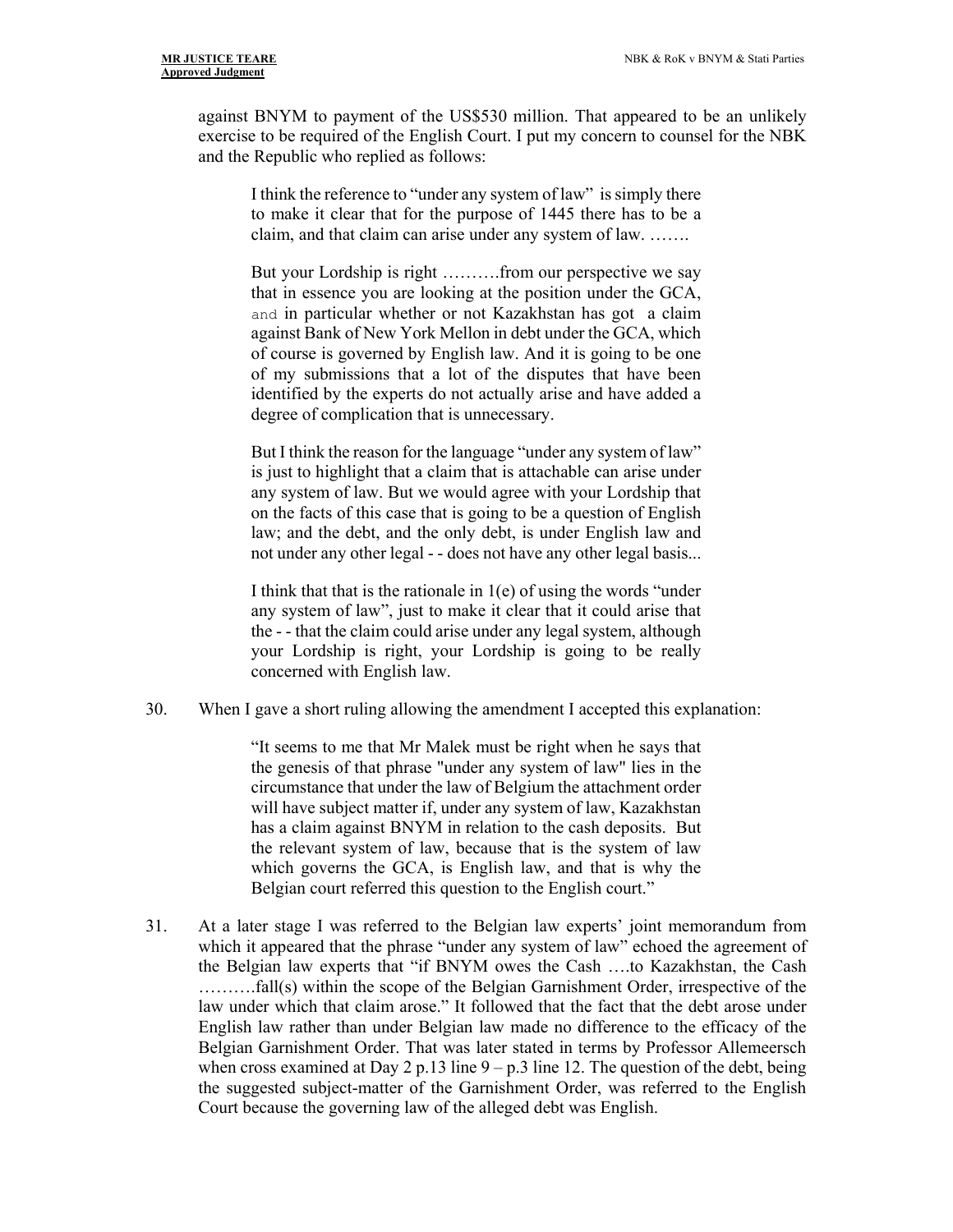against BNYM to payment of the US$530 million. That appeared to be an unlikely exercise to be required of the English Court. I put my concern to counsel for the NBK and the Republic who replied as follows:

> I think the reference to "under any system of law" is simply there to make it clear that for the purpose of 1445 there has to be a claim, and that claim can arise under any system of law. …….
>
> But your Lordship is right ……….from our perspective we say that in essence you are looking at the position under the GCA, and in particular whether or not Kazakhstan has got a claim against Bank of New York Mellon in debt under the GCA, which of course is governed by English law. And it is going to be one of my submissions that a lot of the disputes that have been identified by the experts do not actually arise and have added a degree of complication that is unnecessary.
>
> But I think the reason for the language "under any system of law" is just to highlight that a claim that is attachable can arise under any system of law. But we would agree with your Lordship that on the facts of this case that is going to be a question of English law; and the debt, and the only debt, is under English law and not under any other legal - - does not have any other legal basis...
>
> I think that that is the rationale in 1(e) of using the words "under any system of law", just to make it clear that it could arise that the - - that the claim could arise under any legal system, although your Lordship is right, your Lordship is going to be really concerned with English law.

30. When I gave a short ruling allowing the amendment I accepted this explanation:

> "It seems to me that Mr Malek must be right when he says that the genesis of that phrase "under any system of law" lies in the circumstance that under the law of Belgium the attachment order will have subject matter if, under any system of law, Kazakhstan has a claim against BNYM in relation to the cash deposits. But the relevant system of law, because that is the system of law which governs the GCA, is English law, and that is why the Belgian court referred this question to the English court."

31. At a later stage I was referred to the Belgian law experts' joint memorandum from which it appeared that the phrase "under any system of law" echoed the agreement of the Belgian law experts that "if BNYM owes the Cash ….to Kazakhstan, the Cash ……….fall(s) within the scope of the Belgian Garnishment Order, irrespective of the law under which that claim arose." It followed that the fact that the debt arose under English law rather than under Belgian law made no difference to the efficacy of the Belgian Garnishment Order. That was later stated in terms by Professor Allemeersch when cross examined at Day 2 p.13 line 9 – p.3 line 12. The question of the debt, being the suggested subject-matter of the Garnishment Order, was referred to the English Court because the governing law of the alleged debt was English.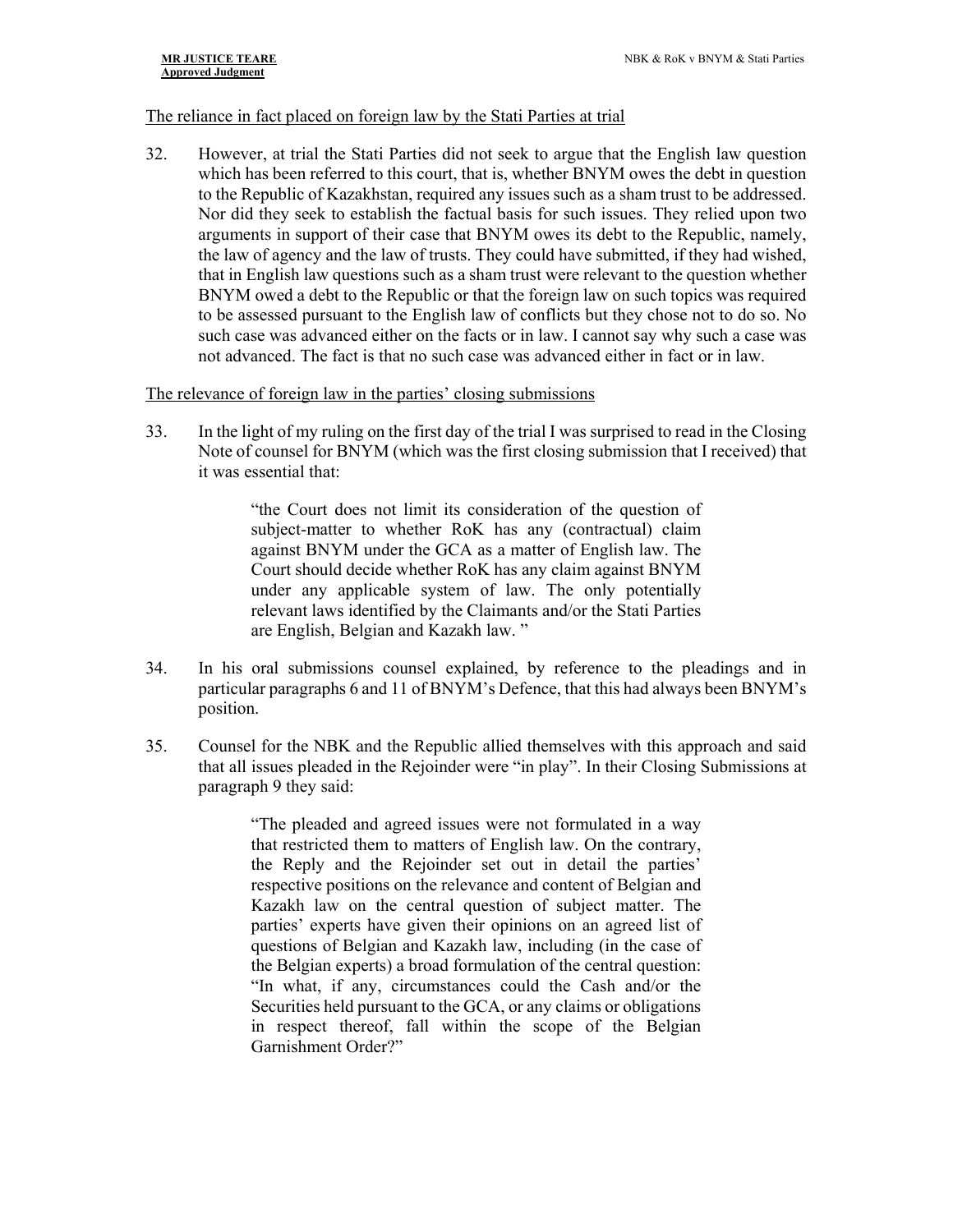The reliance in fact placed on foreign law by the Stati Parties at trial

32. However, at trial the Stati Parties did not seek to argue that the English law question which has been referred to this court, that is, whether BNYM owes the debt in question to the Republic of Kazakhstan, required any issues such as a sham trust to be addressed. Nor did they seek to establish the factual basis for such issues. They relied upon two arguments in support of their case that BNYM owes its debt to the Republic, namely, the law of agency and the law of trusts. They could have submitted, if they had wished, that in English law questions such as a sham trust were relevant to the question whether BNYM owed a debt to the Republic or that the foreign law on such topics was required to be assessed pursuant to the English law of conflicts but they chose not to do so. No such case was advanced either on the facts or in law. I cannot say why such a case was not advanced. The fact is that no such case was advanced either in fact or in law.

The relevance of foreign law in the parties' closing submissions

33. In the light of my ruling on the first day of the trial I was surprised to read in the Closing Note of counsel for BNYM (which was the first closing submission that I received) that it was essential that:

> "the Court does not limit its consideration of the question of subject-matter to whether RoK has any (contractual) claim against BNYM under the GCA as a matter of English law. The Court should decide whether RoK has any claim against BNYM under any applicable system of law. The only potentially relevant laws identified by the Claimants and/or the Stati Parties are English, Belgian and Kazakh law. "

34. In his oral submissions counsel explained, by reference to the pleadings and in particular paragraphs 6 and 11 of BNYM's Defence, that this had always been BNYM's position.

35. Counsel for the NBK and the Republic allied themselves with this approach and said that all issues pleaded in the Rejoinder were "in play". In their Closing Submissions at paragraph 9 they said:

> "The pleaded and agreed issues were not formulated in a way that restricted them to matters of English law. On the contrary, the Reply and the Rejoinder set out in detail the parties' respective positions on the relevance and content of Belgian and Kazakh law on the central question of subject matter. The parties' experts have given their opinions on an agreed list of questions of Belgian and Kazakh law, including (in the case of the Belgian experts) a broad formulation of the central question: "In what, if any, circumstances could the Cash and/or the Securities held pursuant to the GCA, or any claims or obligations in respect thereof, fall within the scope of the Belgian Garnishment Order?"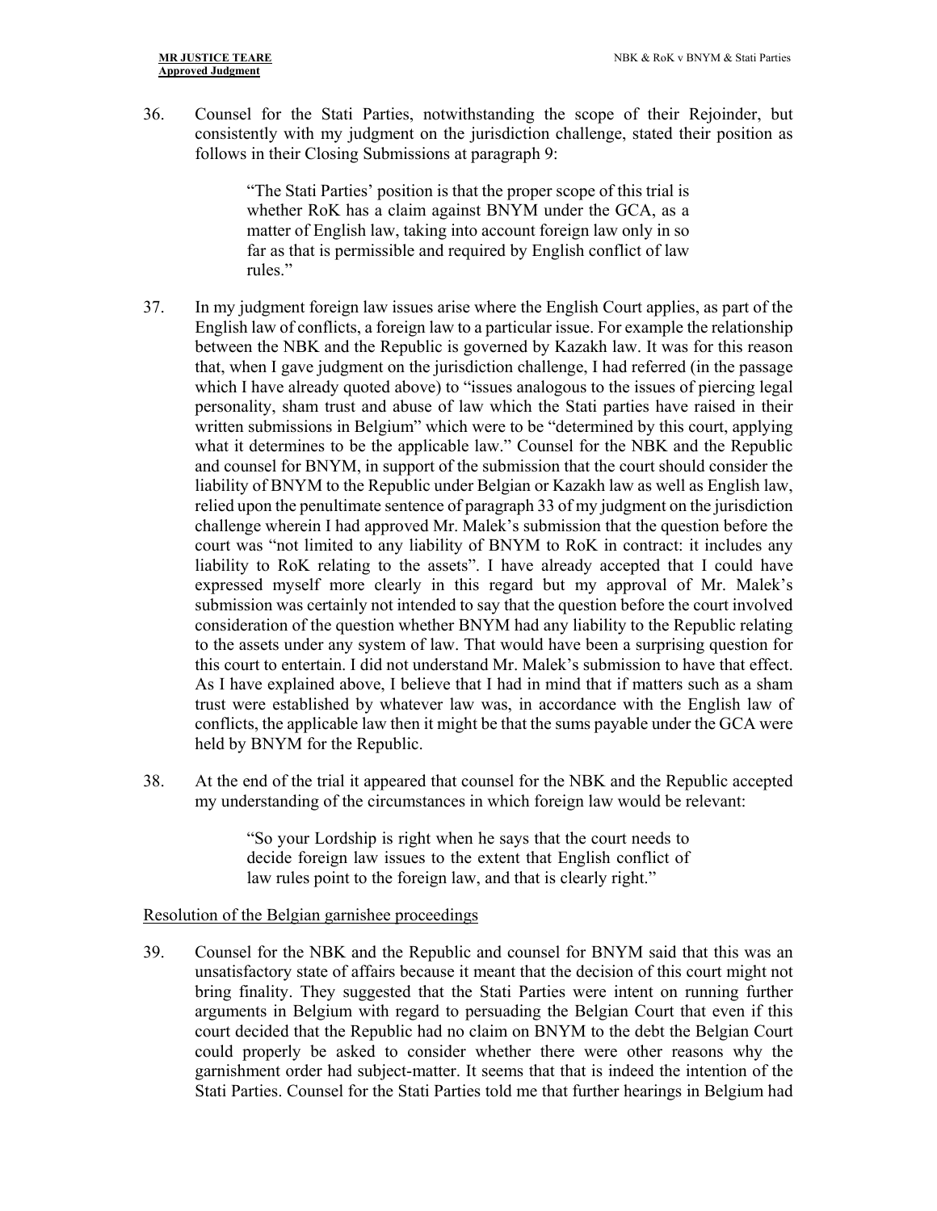36. Counsel for the Stati Parties, notwithstanding the scope of their Rejoinder, but consistently with my judgment on the jurisdiction challenge, stated their position as follows in their Closing Submissions at paragraph 9:

> "The Stati Parties' position is that the proper scope of this trial is whether RoK has a claim against BNYM under the GCA, as a matter of English law, taking into account foreign law only in so far as that is permissible and required by English conflict of law rules."

37. In my judgment foreign law issues arise where the English Court applies, as part of the English law of conflicts, a foreign law to a particular issue. For example the relationship between the NBK and the Republic is governed by Kazakh law. It was for this reason that, when I gave judgment on the jurisdiction challenge, I had referred (in the passage which I have already quoted above) to "issues analogous to the issues of piercing legal personality, sham trust and abuse of law which the Stati parties have raised in their written submissions in Belgium" which were to be "determined by this court, applying what it determines to be the applicable law." Counsel for the NBK and the Republic and counsel for BNYM, in support of the submission that the court should consider the liability of BNYM to the Republic under Belgian or Kazakh law as well as English law, relied upon the penultimate sentence of paragraph 33 of my judgment on the jurisdiction challenge wherein I had approved Mr. Malek's submission that the question before the court was "not limited to any liability of BNYM to RoK in contract: it includes any liability to RoK relating to the assets". I have already accepted that I could have expressed myself more clearly in this regard but my approval of Mr. Malek's submission was certainly not intended to say that the question before the court involved consideration of the question whether BNYM had any liability to the Republic relating to the assets under any system of law. That would have been a surprising question for this court to entertain. I did not understand Mr. Malek's submission to have that effect. As I have explained above, I believe that I had in mind that if matters such as a sham trust were established by whatever law was, in accordance with the English law of conflicts, the applicable law then it might be that the sums payable under the GCA were held by BNYM for the Republic.

38. At the end of the trial it appeared that counsel for the NBK and the Republic accepted my understanding of the circumstances in which foreign law would be relevant:

> "So your Lordship is right when he says that the court needs to decide foreign law issues to the extent that English conflict of law rules point to the foreign law, and that is clearly right."

Resolution of the Belgian garnishee proceedings

39. Counsel for the NBK and the Republic and counsel for BNYM said that this was an unsatisfactory state of affairs because it meant that the decision of this court might not bring finality. They suggested that the Stati Parties were intent on running further arguments in Belgium with regard to persuading the Belgian Court that even if this court decided that the Republic had no claim on BNYM to the debt the Belgian Court could properly be asked to consider whether there were other reasons why the garnishment order had subject-matter. It seems that that is indeed the intention of the Stati Parties. Counsel for the Stati Parties told me that further hearings in Belgium had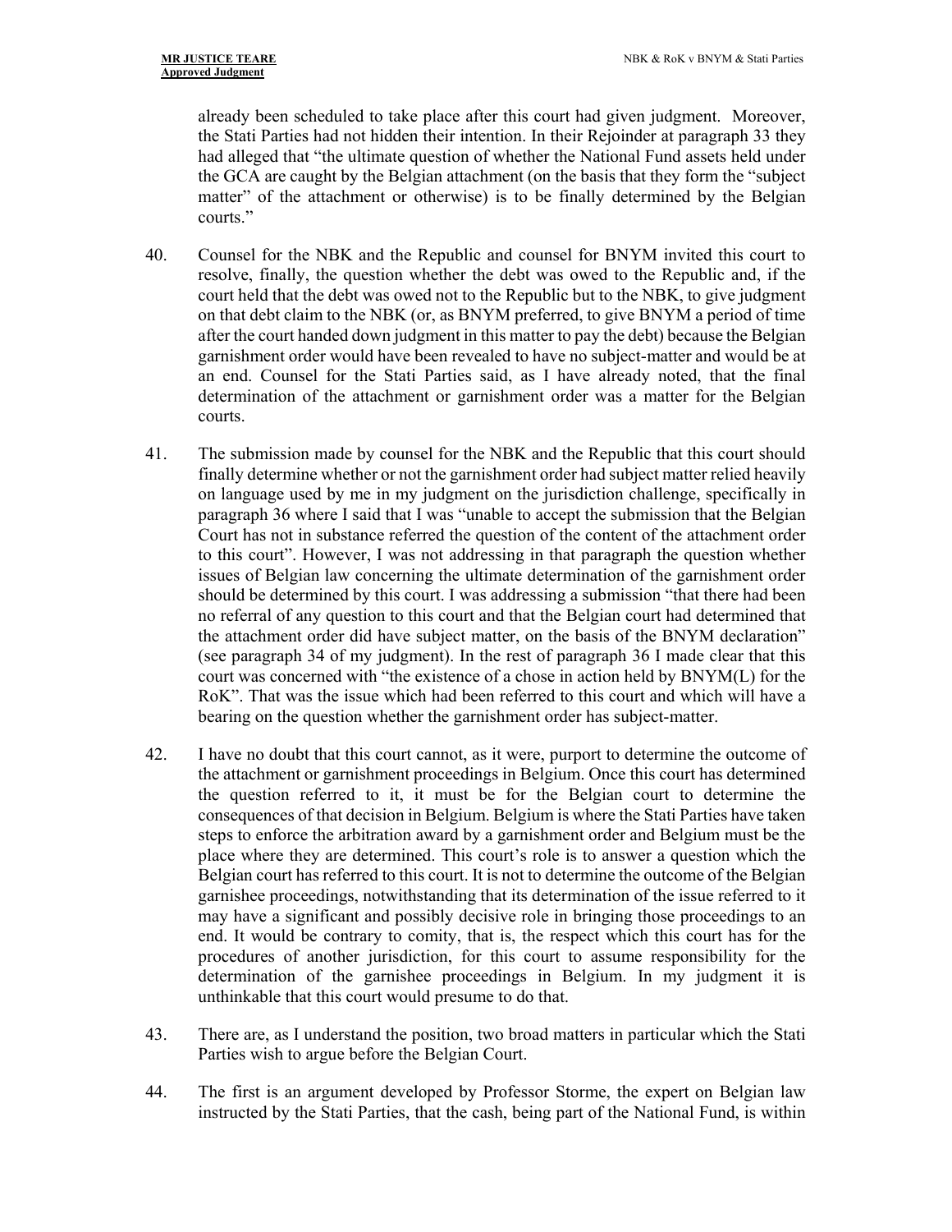already been scheduled to take place after this court had given judgment. Moreover, the Stati Parties had not hidden their intention. In their Rejoinder at paragraph 33 they had alleged that "the ultimate question of whether the National Fund assets held under the GCA are caught by the Belgian attachment (on the basis that they form the "subject matter" of the attachment or otherwise) is to be finally determined by the Belgian courts."

40. Counsel for the NBK and the Republic and counsel for BNYM invited this court to resolve, finally, the question whether the debt was owed to the Republic and, if the court held that the debt was owed not to the Republic but to the NBK, to give judgment on that debt claim to the NBK (or, as BNYM preferred, to give BNYM a period of time after the court handed down judgment in this matter to pay the debt) because the Belgian garnishment order would have been revealed to have no subject-matter and would be at an end. Counsel for the Stati Parties said, as I have already noted, that the final determination of the attachment or garnishment order was a matter for the Belgian courts.

41. The submission made by counsel for the NBK and the Republic that this court should finally determine whether or not the garnishment order had subject matter relied heavily on language used by me in my judgment on the jurisdiction challenge, specifically in paragraph 36 where I said that I was "unable to accept the submission that the Belgian Court has not in substance referred the question of the content of the attachment order to this court". However, I was not addressing in that paragraph the question whether issues of Belgian law concerning the ultimate determination of the garnishment order should be determined by this court. I was addressing a submission "that there had been no referral of any question to this court and that the Belgian court had determined that the attachment order did have subject matter, on the basis of the BNYM declaration" (see paragraph 34 of my judgment). In the rest of paragraph 36 I made clear that this court was concerned with "the existence of a chose in action held by BNYM(L) for the RoK". That was the issue which had been referred to this court and which will have a bearing on the question whether the garnishment order has subject-matter.

42. I have no doubt that this court cannot, as it were, purport to determine the outcome of the attachment or garnishment proceedings in Belgium. Once this court has determined the question referred to it, it must be for the Belgian court to determine the consequences of that decision in Belgium. Belgium is where the Stati Parties have taken steps to enforce the arbitration award by a garnishment order and Belgium must be the place where they are determined. This court's role is to answer a question which the Belgian court has referred to this court. It is not to determine the outcome of the Belgian garnishee proceedings, notwithstanding that its determination of the issue referred to it may have a significant and possibly decisive role in bringing those proceedings to an end. It would be contrary to comity, that is, the respect which this court has for the procedures of another jurisdiction, for this court to assume responsibility for the determination of the garnishee proceedings in Belgium. In my judgment it is unthinkable that this court would presume to do that.

43. There are, as I understand the position, two broad matters in particular which the Stati Parties wish to argue before the Belgian Court.

44. The first is an argument developed by Professor Storme, the expert on Belgian law instructed by the Stati Parties, that the cash, being part of the National Fund, is within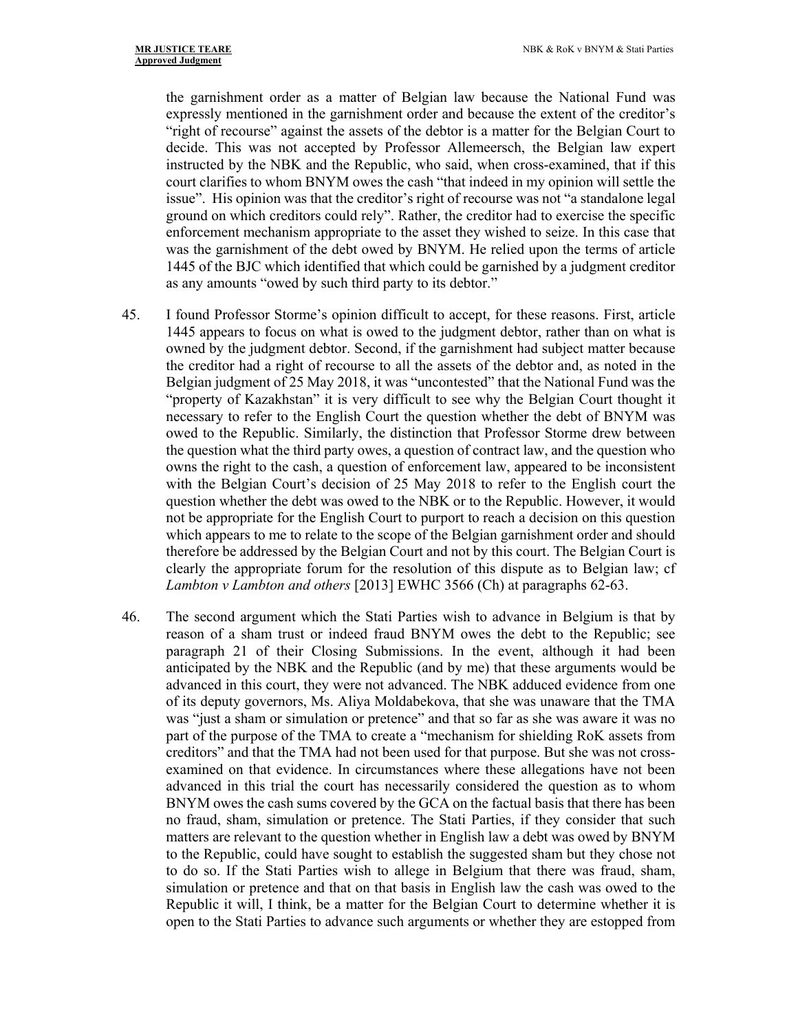the garnishment order as a matter of Belgian law because the National Fund was expressly mentioned in the garnishment order and because the extent of the creditor's "right of recourse" against the assets of the debtor is a matter for the Belgian Court to decide. This was not accepted by Professor Allemeersch, the Belgian law expert instructed by the NBK and the Republic, who said, when cross-examined, that if this court clarifies to whom BNYM owes the cash "that indeed in my opinion will settle the issue". His opinion was that the creditor's right of recourse was not "a standalone legal ground on which creditors could rely". Rather, the creditor had to exercise the specific enforcement mechanism appropriate to the asset they wished to seize. In this case that was the garnishment of the debt owed by BNYM. He relied upon the terms of article 1445 of the BJC which identified that which could be garnished by a judgment creditor as any amounts "owed by such third party to its debtor."

45. I found Professor Storme's opinion difficult to accept, for these reasons. First, article 1445 appears to focus on what is owed to the judgment debtor, rather than on what is owned by the judgment debtor. Second, if the garnishment had subject matter because the creditor had a right of recourse to all the assets of the debtor and, as noted in the Belgian judgment of 25 May 2018, it was "uncontested" that the National Fund was the "property of Kazakhstan" it is very difficult to see why the Belgian Court thought it necessary to refer to the English Court the question whether the debt of BNYM was owed to the Republic. Similarly, the distinction that Professor Storme drew between the question what the third party owes, a question of contract law, and the question who owns the right to the cash, a question of enforcement law, appeared to be inconsistent with the Belgian Court's decision of 25 May 2018 to refer to the English court the question whether the debt was owed to the NBK or to the Republic. However, it would not be appropriate for the English Court to purport to reach a decision on this question which appears to me to relate to the scope of the Belgian garnishment order and should therefore be addressed by the Belgian Court and not by this court. The Belgian Court is clearly the appropriate forum for the resolution of this dispute as to Belgian law; cf *Lambton v Lambton and others* [2013] EWHC 3566 (Ch) at paragraphs 62-63.

46. The second argument which the Stati Parties wish to advance in Belgium is that by reason of a sham trust or indeed fraud BNYM owes the debt to the Republic; see paragraph 21 of their Closing Submissions. In the event, although it had been anticipated by the NBK and the Republic (and by me) that these arguments would be advanced in this court, they were not advanced. The NBK adduced evidence from one of its deputy governors, Ms. Aliya Moldabekova, that she was unaware that the TMA was "just a sham or simulation or pretence" and that so far as she was aware it was no part of the purpose of the TMA to create a "mechanism for shielding RoK assets from creditors" and that the TMA had not been used for that purpose. But she was not cross-examined on that evidence. In circumstances where these allegations have not been advanced in this trial the court has necessarily considered the question as to whom BNYM owes the cash sums covered by the GCA on the factual basis that there has been no fraud, sham, simulation or pretence. The Stati Parties, if they consider that such matters are relevant to the question whether in English law a debt was owed by BNYM to the Republic, could have sought to establish the suggested sham but they chose not to do so. If the Stati Parties wish to allege in Belgium that there was fraud, sham, simulation or pretence and that on that basis in English law the cash was owed to the Republic it will, I think, be a matter for the Belgian Court to determine whether it is open to the Stati Parties to advance such arguments or whether they are estopped from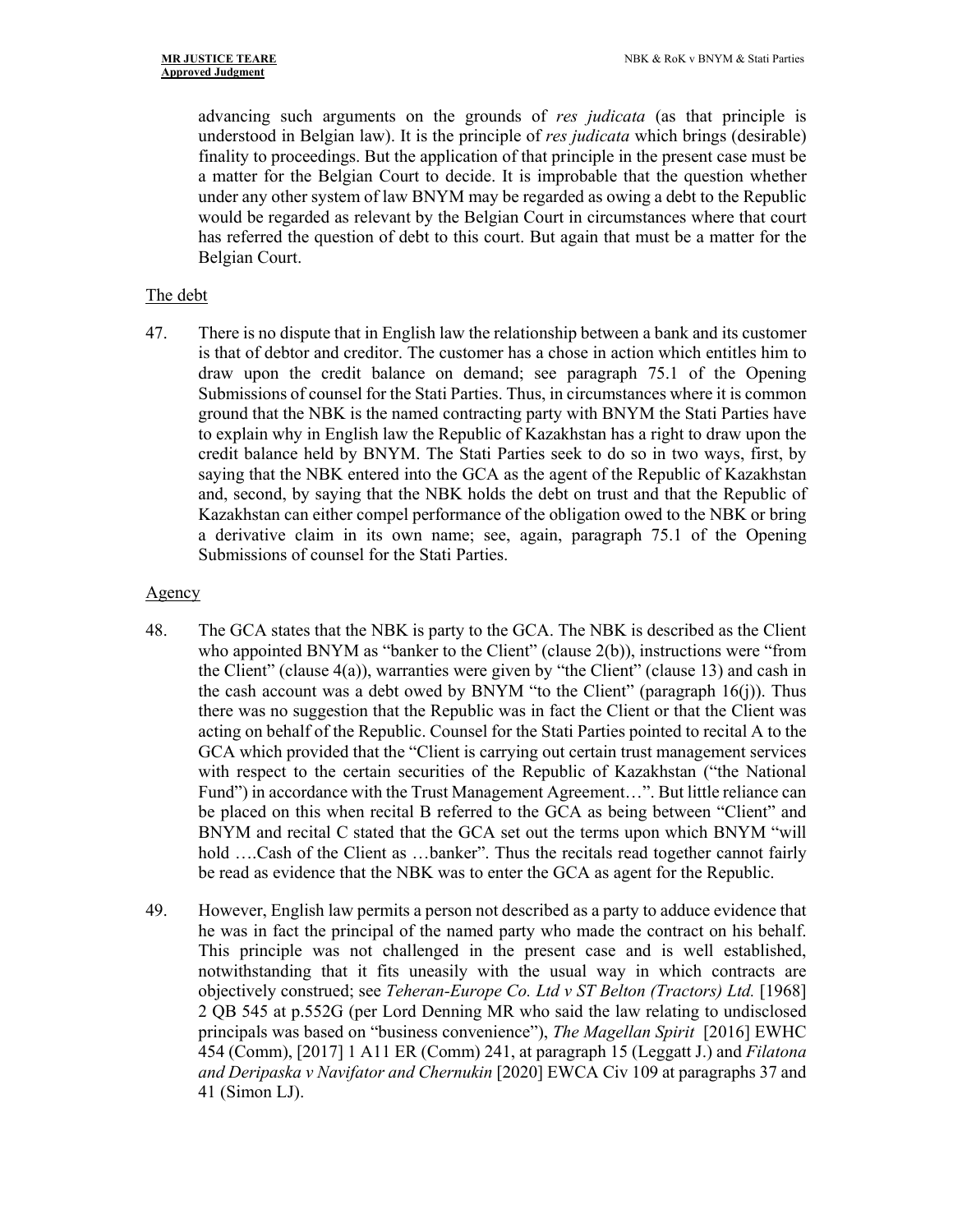advancing such arguments on the grounds of *res judicata* (as that principle is understood in Belgian law). It is the principle of *res judicata* which brings (desirable) finality to proceedings. But the application of that principle in the present case must be a matter for the Belgian Court to decide. It is improbable that the question whether under any other system of law BNYM may be regarded as owing a debt to the Republic would be regarded as relevant by the Belgian Court in circumstances where that court has referred the question of debt to this court. But again that must be a matter for the Belgian Court.

## The debt

47. There is no dispute that in English law the relationship between a bank and its customer is that of debtor and creditor. The customer has a chose in action which entitles him to draw upon the credit balance on demand; see paragraph 75.1 of the Opening Submissions of counsel for the Stati Parties. Thus, in circumstances where it is common ground that the NBK is the named contracting party with BNYM the Stati Parties have to explain why in English law the Republic of Kazakhstan has a right to draw upon the credit balance held by BNYM. The Stati Parties seek to do so in two ways, first, by saying that the NBK entered into the GCA as the agent of the Republic of Kazakhstan and, second, by saying that the NBK holds the debt on trust and that the Republic of Kazakhstan can either compel performance of the obligation owed to the NBK or bring a derivative claim in its own name; see, again, paragraph 75.1 of the Opening Submissions of counsel for the Stati Parties.

## Agency

48. The GCA states that the NBK is party to the GCA. The NBK is described as the Client who appointed BNYM as "banker to the Client" (clause 2(b)), instructions were "from the Client" (clause 4(a)), warranties were given by "the Client" (clause 13) and cash in the cash account was a debt owed by BNYM "to the Client" (paragraph 16(j)). Thus there was no suggestion that the Republic was in fact the Client or that the Client was acting on behalf of the Republic. Counsel for the Stati Parties pointed to recital A to the GCA which provided that the "Client is carrying out certain trust management services with respect to the certain securities of the Republic of Kazakhstan ("the National Fund") in accordance with the Trust Management Agreement…". But little reliance can be placed on this when recital B referred to the GCA as being between "Client" and BNYM and recital C stated that the GCA set out the terms upon which BNYM "will hold ….Cash of the Client as …banker". Thus the recitals read together cannot fairly be read as evidence that the NBK was to enter the GCA as agent for the Republic.

49. However, English law permits a person not described as a party to adduce evidence that he was in fact the principal of the named party who made the contract on his behalf. This principle was not challenged in the present case and is well established, notwithstanding that it fits uneasily with the usual way in which contracts are objectively construed; see *Teheran-Europe Co. Ltd v ST Belton (Tractors) Ltd.* [1968] 2 QB 545 at p.552G (per Lord Denning MR who said the law relating to undisclosed principals was based on "business convenience"), *The Magellan Spirit* [2016] EWHC 454 (Comm), [2017] 1 A11 ER (Comm) 241, at paragraph 15 (Leggatt J.) and *Filatona and Deripaska v Navifator and Chernukin* [2020] EWCA Civ 109 at paragraphs 37 and 41 (Simon LJ).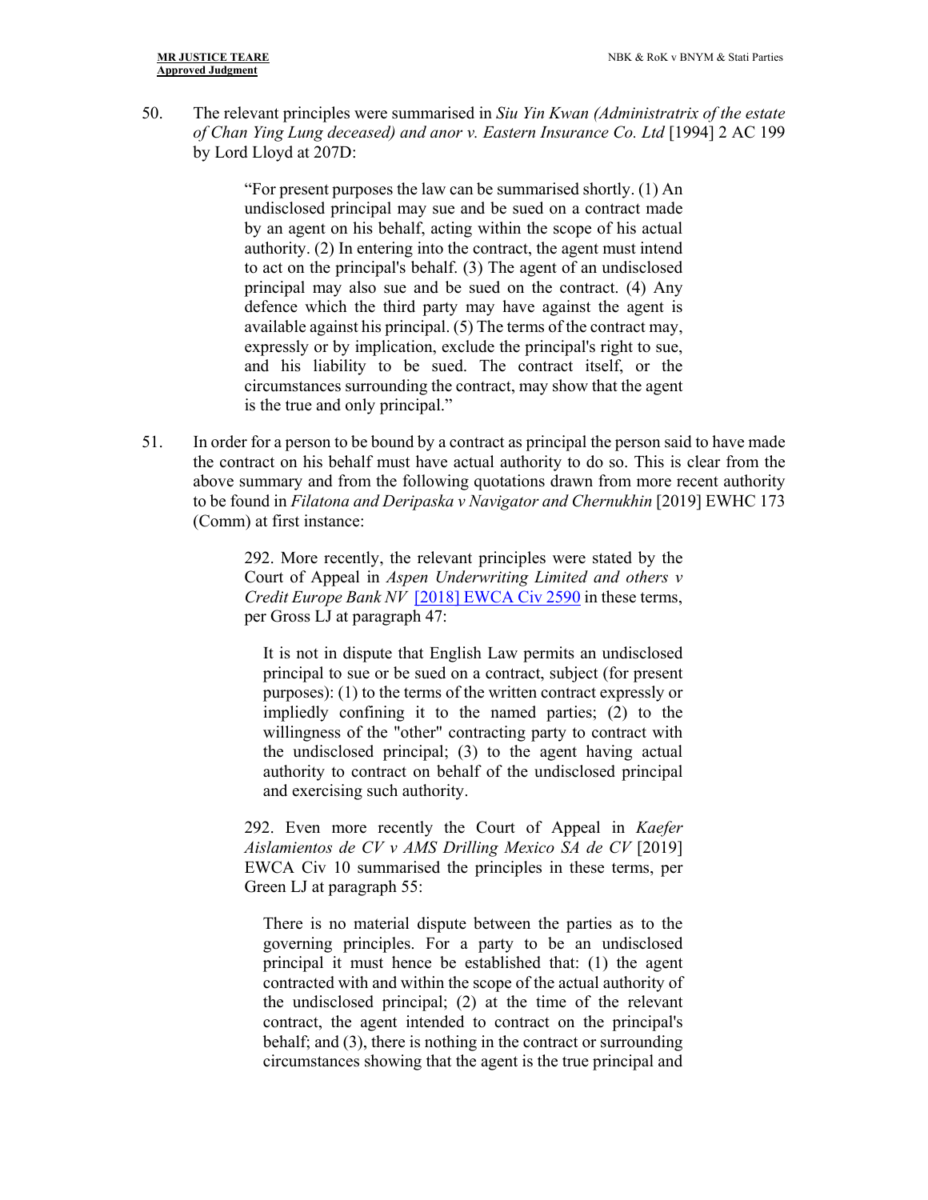50. The relevant principles were summarised in *Siu Yin Kwan (Administratrix of the estate of Chan Ying Lung deceased) and anor v. Eastern Insurance Co. Ltd* [1994] 2 AC 199 by Lord Lloyd at 207D:

> "For present purposes the law can be summarised shortly. (1) An undisclosed principal may sue and be sued on a contract made by an agent on his behalf, acting within the scope of his actual authority. (2) In entering into the contract, the agent must intend to act on the principal's behalf. (3) The agent of an undisclosed principal may also sue and be sued on the contract. (4) Any defence which the third party may have against the agent is available against his principal. (5) The terms of the contract may, expressly or by implication, exclude the principal's right to sue, and his liability to be sued. The contract itself, or the circumstances surrounding the contract, may show that the agent is the true and only principal."

51. In order for a person to be bound by a contract as principal the person said to have made the contract on his behalf must have actual authority to do so. This is clear from the above summary and from the following quotations drawn from more recent authority to be found in *Filatona and Deripaska v Navigator and Chernukhin* [2019] EWHC 173 (Comm) at first instance:

> 292. More recently, the relevant principles were stated by the Court of Appeal in *Aspen Underwriting Limited and others v Credit Europe Bank NV* [2018] EWCA Civ 2590 in these terms, per Gross LJ at paragraph 47:
>
> > It is not in dispute that English Law permits an undisclosed principal to sue or be sued on a contract, subject (for present purposes): (1) to the terms of the written contract expressly or impliedly confining it to the named parties; (2) to the willingness of the "other" contracting party to contract with the undisclosed principal; (3) to the agent having actual authority to contract on behalf of the undisclosed principal and exercising such authority.
>
> 292. Even more recently the Court of Appeal in *Kaefer Aislamientos de CV v AMS Drilling Mexico SA de CV* [2019] EWCA Civ 10 summarised the principles in these terms, per Green LJ at paragraph 55:
>
> > There is no material dispute between the parties as to the governing principles. For a party to be an undisclosed principal it must hence be established that: (1) the agent contracted with and within the scope of the actual authority of the undisclosed principal; (2) at the time of the relevant contract, the agent intended to contract on the principal's behalf; and (3), there is nothing in the contract or surrounding circumstances showing that the agent is the true principal and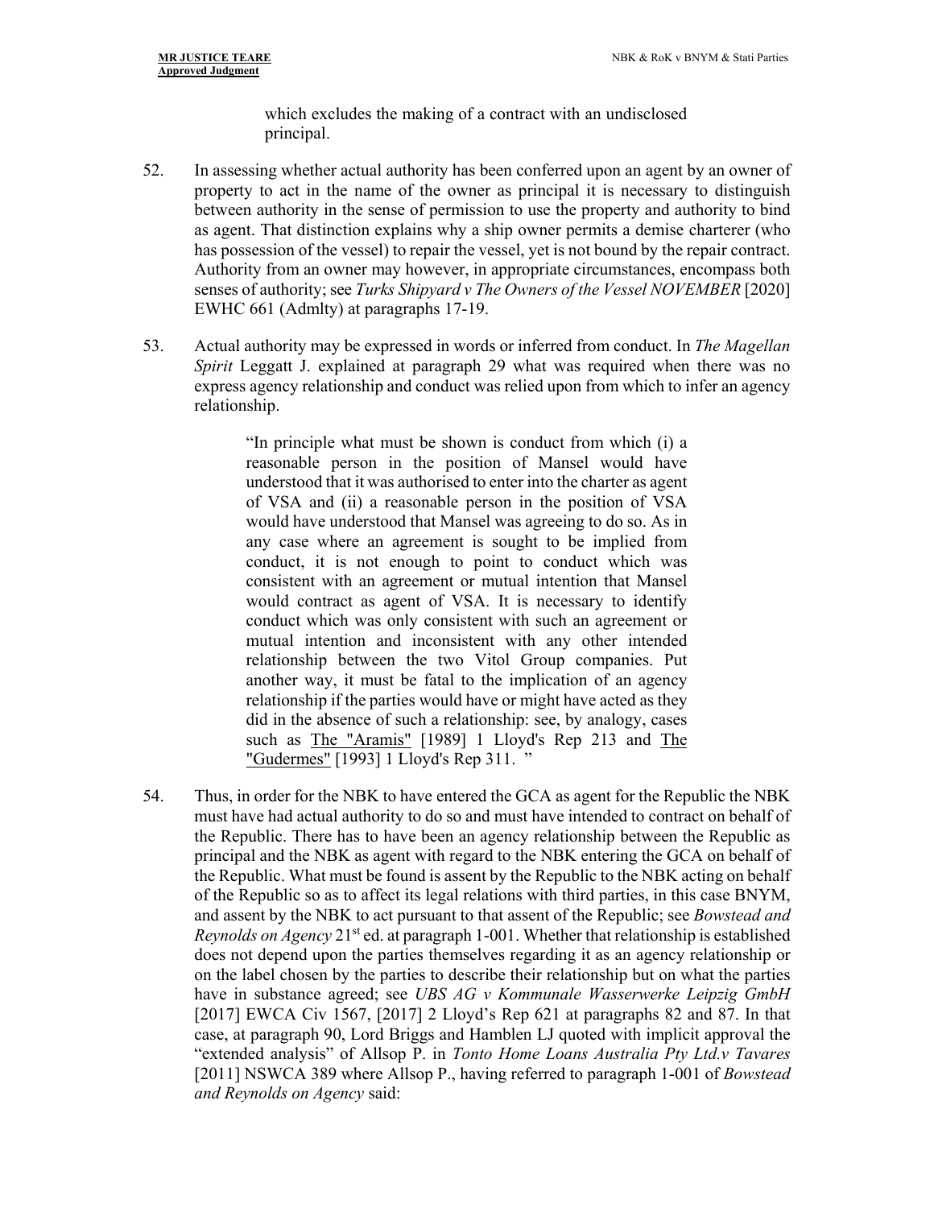which excludes the making of a contract with an undisclosed principal.

52. In assessing whether actual authority has been conferred upon an agent by an owner of property to act in the name of the owner as principal it is necessary to distinguish between authority in the sense of permission to use the property and authority to bind as agent. That distinction explains why a ship owner permits a demise charterer (who has possession of the vessel) to repair the vessel, yet is not bound by the repair contract. Authority from an owner may however, in appropriate circumstances, encompass both senses of authority; see *Turks Shipyard v The Owners of the Vessel NOVEMBER* [2020] EWHC 661 (Admlty) at paragraphs 17-19.

53. Actual authority may be expressed in words or inferred from conduct. In *The Magellan Spirit* Leggatt J. explained at paragraph 29 what was required when there was no express agency relationship and conduct was relied upon from which to infer an agency relationship.

> "In principle what must be shown is conduct from which (i) a reasonable person in the position of Mansel would have understood that it was authorised to enter into the charter as agent of VSA and (ii) a reasonable person in the position of VSA would have understood that Mansel was agreeing to do so. As in any case where an agreement is sought to be implied from conduct, it is not enough to point to conduct which was consistent with an agreement or mutual intention that Mansel would contract as agent of VSA. It is necessary to identify conduct which was only consistent with such an agreement or mutual intention and inconsistent with any other intended relationship between the two Vitol Group companies. Put another way, it must be fatal to the implication of an agency relationship if the parties would have or might have acted as they did in the absence of such a relationship: see, by analogy, cases such as The "Aramis" [1989] 1 Lloyd's Rep 213 and The "Gudermes" [1993] 1 Lloyd's Rep 311. "

54. Thus, in order for the NBK to have entered the GCA as agent for the Republic the NBK must have had actual authority to do so and must have intended to contract on behalf of the Republic. There has to have been an agency relationship between the Republic as principal and the NBK as agent with regard to the NBK entering the GCA on behalf of the Republic. What must be found is assent by the Republic to the NBK acting on behalf of the Republic so as to affect its legal relations with third parties, in this case BNYM, and assent by the NBK to act pursuant to that assent of the Republic; see *Bowstead and Reynolds on Agency* 21st ed. at paragraph 1-001. Whether that relationship is established does not depend upon the parties themselves regarding it as an agency relationship or on the label chosen by the parties to describe their relationship but on what the parties have in substance agreed; see *UBS AG v Kommunale Wasserwerke Leipzig GmbH* [2017] EWCA Civ 1567, [2017] 2 Lloyd's Rep 621 at paragraphs 82 and 87. In that case, at paragraph 90, Lord Briggs and Hamblen LJ quoted with implicit approval the "extended analysis" of Allsop P. in *Tonto Home Loans Australia Pty Ltd.v Tavares* [2011] NSWCA 389 where Allsop P., having referred to paragraph 1-001 of *Bowstead and Reynolds on Agency* said: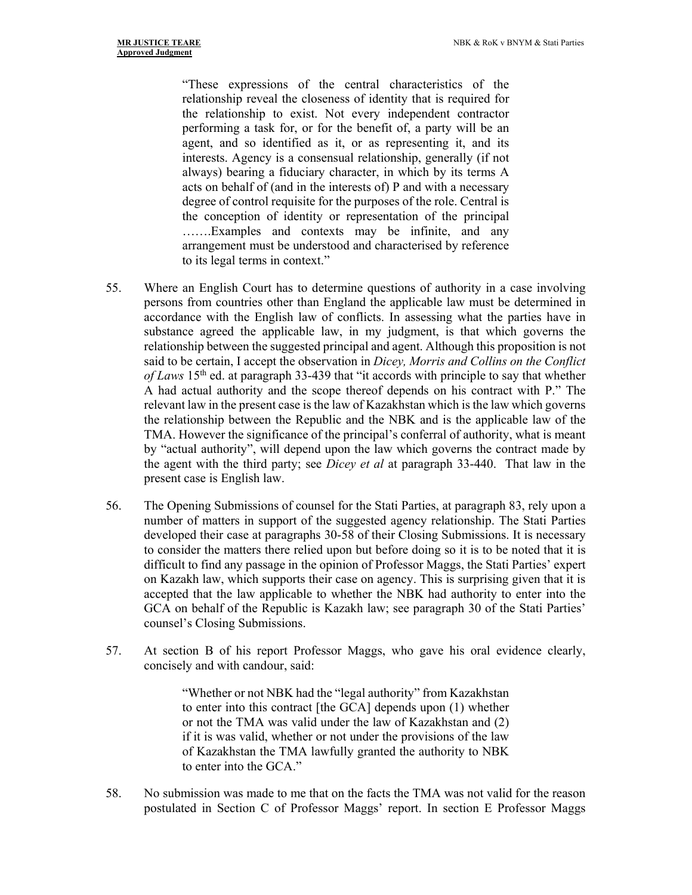> "These expressions of the central characteristics of the relationship reveal the closeness of identity that is required for the relationship to exist. Not every independent contractor performing a task for, or for the benefit of, a party will be an agent, and so identified as it, or as representing it, and its interests. Agency is a consensual relationship, generally (if not always) bearing a fiduciary character, in which by its terms A acts on behalf of (and in the interests of) P and with a necessary degree of control requisite for the purposes of the role. Central is the conception of identity or representation of the principal …….Examples and contexts may be infinite, and any arrangement must be understood and characterised by reference to its legal terms in context."

55. Where an English Court has to determine questions of authority in a case involving persons from countries other than England the applicable law must be determined in accordance with the English law of conflicts. In assessing what the parties have in substance agreed the applicable law, in my judgment, is that which governs the relationship between the suggested principal and agent. Although this proposition is not said to be certain, I accept the observation in *Dicey, Morris and Collins on the Conflict of Laws* 15th ed. at paragraph 33-439 that "it accords with principle to say that whether A had actual authority and the scope thereof depends on his contract with P." The relevant law in the present case is the law of Kazakhstan which is the law which governs the relationship between the Republic and the NBK and is the applicable law of the TMA. However the significance of the principal's conferral of authority, what is meant by "actual authority", will depend upon the law which governs the contract made by the agent with the third party; see *Dicey et al* at paragraph 33-440. That law in the present case is English law.

56. The Opening Submissions of counsel for the Stati Parties, at paragraph 83, rely upon a number of matters in support of the suggested agency relationship. The Stati Parties developed their case at paragraphs 30-58 of their Closing Submissions. It is necessary to consider the matters there relied upon but before doing so it is to be noted that it is difficult to find any passage in the opinion of Professor Maggs, the Stati Parties' expert on Kazakh law, which supports their case on agency. This is surprising given that it is accepted that the law applicable to whether the NBK had authority to enter into the GCA on behalf of the Republic is Kazakh law; see paragraph 30 of the Stati Parties' counsel's Closing Submissions.

57. At section B of his report Professor Maggs, who gave his oral evidence clearly, concisely and with candour, said:

> "Whether or not NBK had the "legal authority" from Kazakhstan to enter into this contract [the GCA] depends upon (1) whether or not the TMA was valid under the law of Kazakhstan and (2) if it is was valid, whether or not under the provisions of the law of Kazakhstan the TMA lawfully granted the authority to NBK to enter into the GCA."

58. No submission was made to me that on the facts the TMA was not valid for the reason postulated in Section C of Professor Maggs' report. In section E Professor Maggs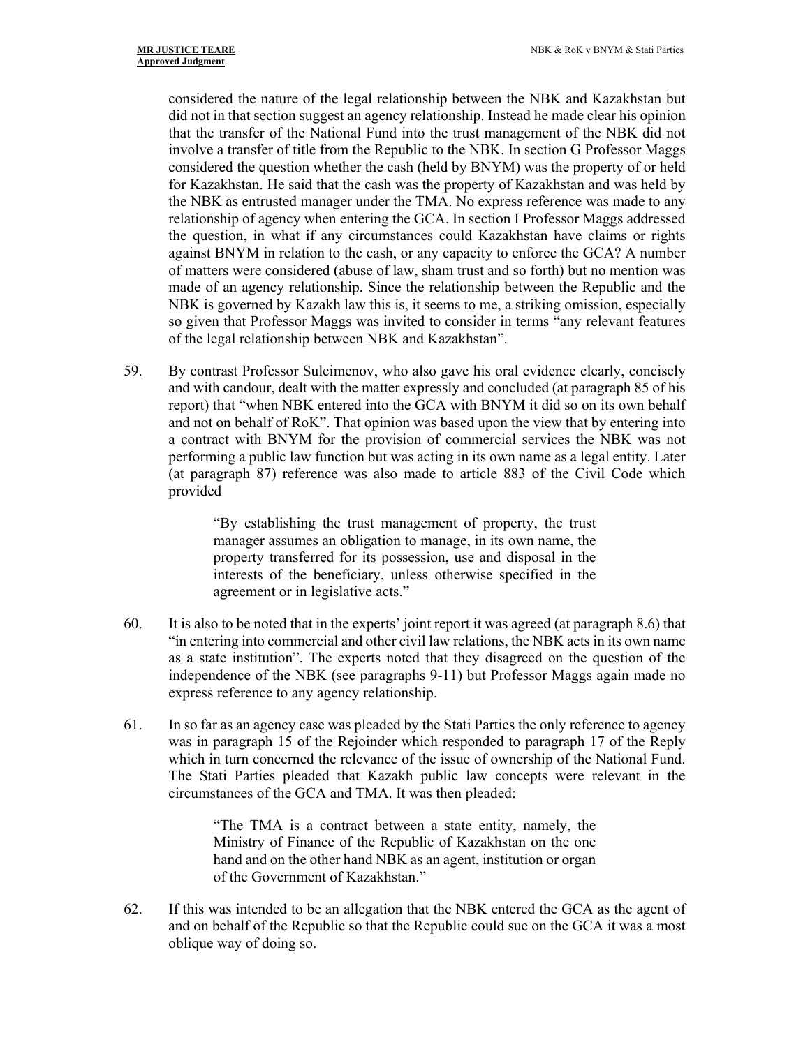considered the nature of the legal relationship between the NBK and Kazakhstan but did not in that section suggest an agency relationship. Instead he made clear his opinion that the transfer of the National Fund into the trust management of the NBK did not involve a transfer of title from the Republic to the NBK. In section G Professor Maggs considered the question whether the cash (held by BNYM) was the property of or held for Kazakhstan. He said that the cash was the property of Kazakhstan and was held by the NBK as entrusted manager under the TMA. No express reference was made to any relationship of agency when entering the GCA. In section I Professor Maggs addressed the question, in what if any circumstances could Kazakhstan have claims or rights against BNYM in relation to the cash, or any capacity to enforce the GCA? A number of matters were considered (abuse of law, sham trust and so forth) but no mention was made of an agency relationship. Since the relationship between the Republic and the NBK is governed by Kazakh law this is, it seems to me, a striking omission, especially so given that Professor Maggs was invited to consider in terms "any relevant features of the legal relationship between NBK and Kazakhstan".

59. By contrast Professor Suleimenov, who also gave his oral evidence clearly, concisely and with candour, dealt with the matter expressly and concluded (at paragraph 85 of his report) that "when NBK entered into the GCA with BNYM it did so on its own behalf and not on behalf of RoK". That opinion was based upon the view that by entering into a contract with BNYM for the provision of commercial services the NBK was not performing a public law function but was acting in its own name as a legal entity. Later (at paragraph 87) reference was also made to article 883 of the Civil Code which provided

> "By establishing the trust management of property, the trust manager assumes an obligation to manage, in its own name, the property transferred for its possession, use and disposal in the interests of the beneficiary, unless otherwise specified in the agreement or in legislative acts."

60. It is also to be noted that in the experts' joint report it was agreed (at paragraph 8.6) that "in entering into commercial and other civil law relations, the NBK acts in its own name as a state institution". The experts noted that they disagreed on the question of the independence of the NBK (see paragraphs 9-11) but Professor Maggs again made no express reference to any agency relationship.

61. In so far as an agency case was pleaded by the Stati Parties the only reference to agency was in paragraph 15 of the Rejoinder which responded to paragraph 17 of the Reply which in turn concerned the relevance of the issue of ownership of the National Fund. The Stati Parties pleaded that Kazakh public law concepts were relevant in the circumstances of the GCA and TMA. It was then pleaded:

> "The TMA is a contract between a state entity, namely, the Ministry of Finance of the Republic of Kazakhstan on the one hand and on the other hand NBK as an agent, institution or organ of the Government of Kazakhstan."

62. If this was intended to be an allegation that the NBK entered the GCA as the agent of and on behalf of the Republic so that the Republic could sue on the GCA it was a most oblique way of doing so.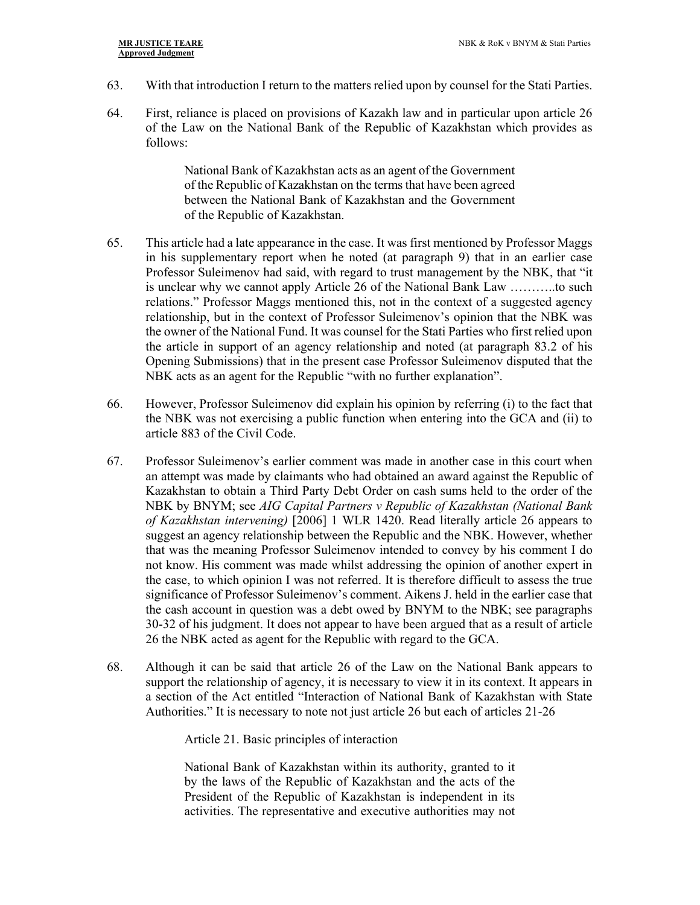63. With that introduction I return to the matters relied upon by counsel for the Stati Parties.

64. First, reliance is placed on provisions of Kazakh law and in particular upon article 26 of the Law on the National Bank of the Republic of Kazakhstan which provides as follows:

> National Bank of Kazakhstan acts as an agent of the Government of the Republic of Kazakhstan on the terms that have been agreed between the National Bank of Kazakhstan and the Government of the Republic of Kazakhstan.

65. This article had a late appearance in the case. It was first mentioned by Professor Maggs in his supplementary report when he noted (at paragraph 9) that in an earlier case Professor Suleimenov had said, with regard to trust management by the NBK, that "it is unclear why we cannot apply Article 26 of the National Bank Law ………..to such relations." Professor Maggs mentioned this, not in the context of a suggested agency relationship, but in the context of Professor Suleimenov's opinion that the NBK was the owner of the National Fund. It was counsel for the Stati Parties who first relied upon the article in support of an agency relationship and noted (at paragraph 83.2 of his Opening Submissions) that in the present case Professor Suleimenov disputed that the NBK acts as an agent for the Republic "with no further explanation".

66. However, Professor Suleimenov did explain his opinion by referring (i) to the fact that the NBK was not exercising a public function when entering into the GCA and (ii) to article 883 of the Civil Code.

67. Professor Suleimenov's earlier comment was made in another case in this court when an attempt was made by claimants who had obtained an award against the Republic of Kazakhstan to obtain a Third Party Debt Order on cash sums held to the order of the NBK by BNYM; see *AIG Capital Partners v Republic of Kazakhstan (National Bank of Kazakhstan intervening)* [2006] 1 WLR 1420. Read literally article 26 appears to suggest an agency relationship between the Republic and the NBK. However, whether that was the meaning Professor Suleimenov intended to convey by his comment I do not know. His comment was made whilst addressing the opinion of another expert in the case, to which opinion I was not referred. It is therefore difficult to assess the true significance of Professor Suleimenov's comment. Aikens J. held in the earlier case that the cash account in question was a debt owed by BNYM to the NBK; see paragraphs 30-32 of his judgment. It does not appear to have been argued that as a result of article 26 the NBK acted as agent for the Republic with regard to the GCA.

68. Although it can be said that article 26 of the Law on the National Bank appears to support the relationship of agency, it is necessary to view it in its context. It appears in a section of the Act entitled "Interaction of National Bank of Kazakhstan with State Authorities." It is necessary to note not just article 26 but each of articles 21-26

> Article 21. Basic principles of interaction
>
> National Bank of Kazakhstan within its authority, granted to it by the laws of the Republic of Kazakhstan and the acts of the President of the Republic of Kazakhstan is independent in its activities. The representative and executive authorities may not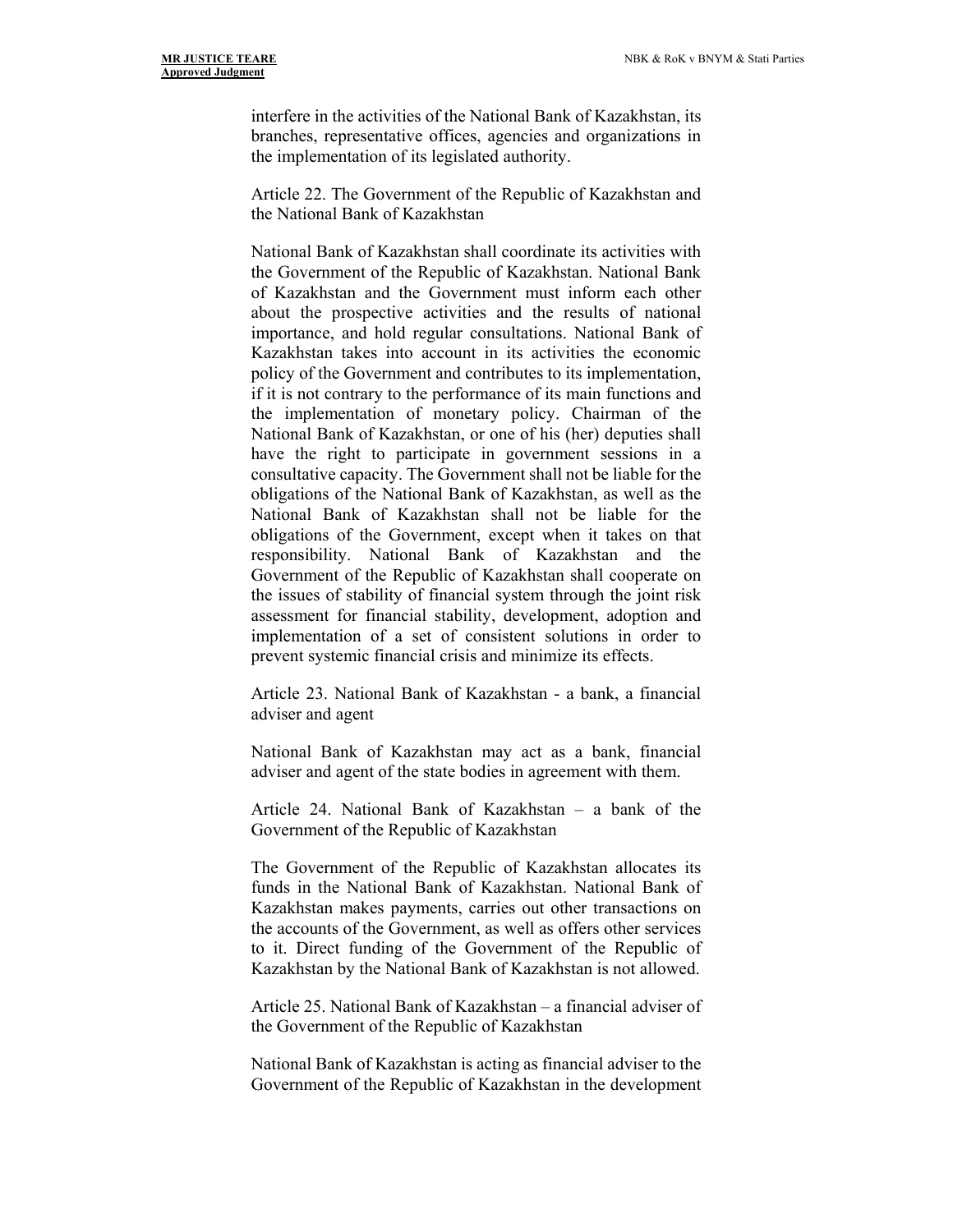interfere in the activities of the National Bank of Kazakhstan, its branches, representative offices, agencies and organizations in the implementation of its legislated authority.

Article 22. The Government of the Republic of Kazakhstan and the National Bank of Kazakhstan

National Bank of Kazakhstan shall coordinate its activities with the Government of the Republic of Kazakhstan. National Bank of Kazakhstan and the Government must inform each other about the prospective activities and the results of national importance, and hold regular consultations. National Bank of Kazakhstan takes into account in its activities the economic policy of the Government and contributes to its implementation, if it is not contrary to the performance of its main functions and the implementation of monetary policy. Chairman of the National Bank of Kazakhstan, or one of his (her) deputies shall have the right to participate in government sessions in a consultative capacity. The Government shall not be liable for the obligations of the National Bank of Kazakhstan, as well as the National Bank of Kazakhstan shall not be liable for the obligations of the Government, except when it takes on that responsibility. National Bank of Kazakhstan and the Government of the Republic of Kazakhstan shall cooperate on the issues of stability of financial system through the joint risk assessment for financial stability, development, adoption and implementation of a set of consistent solutions in order to prevent systemic financial crisis and minimize its effects.

Article 23. National Bank of Kazakhstan - a bank, a financial adviser and agent

National Bank of Kazakhstan may act as a bank, financial adviser and agent of the state bodies in agreement with them.

Article 24. National Bank of Kazakhstan – a bank of the Government of the Republic of Kazakhstan

The Government of the Republic of Kazakhstan allocates its funds in the National Bank of Kazakhstan. National Bank of Kazakhstan makes payments, carries out other transactions on the accounts of the Government, as well as offers other services to it. Direct funding of the Government of the Republic of Kazakhstan by the National Bank of Kazakhstan is not allowed.

Article 25. National Bank of Kazakhstan – a financial adviser of the Government of the Republic of Kazakhstan

National Bank of Kazakhstan is acting as financial adviser to the Government of the Republic of Kazakhstan in the development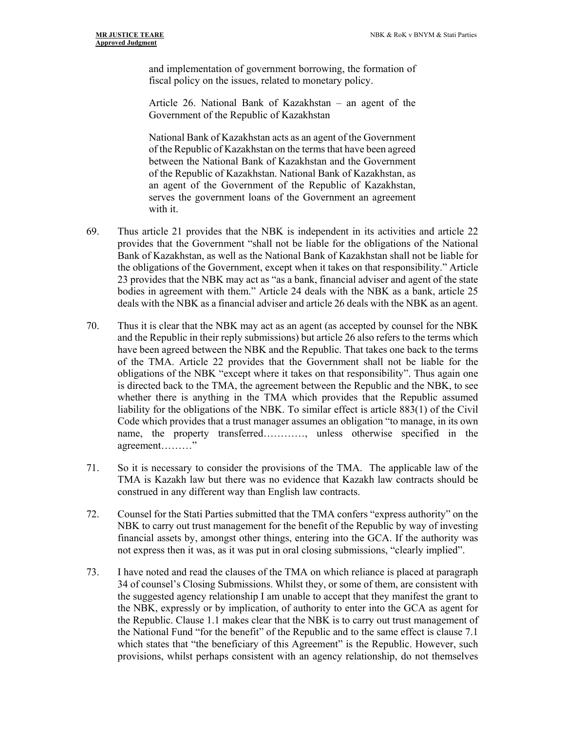> and implementation of government borrowing, the formation of fiscal policy on the issues, related to monetary policy.
>
> Article 26. National Bank of Kazakhstan – an agent of the Government of the Republic of Kazakhstan
>
> National Bank of Kazakhstan acts as an agent of the Government of the Republic of Kazakhstan on the terms that have been agreed between the National Bank of Kazakhstan and the Government of the Republic of Kazakhstan. National Bank of Kazakhstan, as an agent of the Government of the Republic of Kazakhstan, serves the government loans of the Government an agreement with it.

69. Thus article 21 provides that the NBK is independent in its activities and article 22 provides that the Government "shall not be liable for the obligations of the National Bank of Kazakhstan, as well as the National Bank of Kazakhstan shall not be liable for the obligations of the Government, except when it takes on that responsibility." Article 23 provides that the NBK may act as "as a bank, financial adviser and agent of the state bodies in agreement with them." Article 24 deals with the NBK as a bank, article 25 deals with the NBK as a financial adviser and article 26 deals with the NBK as an agent.

70. Thus it is clear that the NBK may act as an agent (as accepted by counsel for the NBK and the Republic in their reply submissions) but article 26 also refers to the terms which have been agreed between the NBK and the Republic. That takes one back to the terms of the TMA. Article 22 provides that the Government shall not be liable for the obligations of the NBK "except where it takes on that responsibility". Thus again one is directed back to the TMA, the agreement between the Republic and the NBK, to see whether there is anything in the TMA which provides that the Republic assumed liability for the obligations of the NBK. To similar effect is article 883(1) of the Civil Code which provides that a trust manager assumes an obligation "to manage, in its own name, the property transferred…………, unless otherwise specified in the agreement………"

71. So it is necessary to consider the provisions of the TMA. The applicable law of the TMA is Kazakh law but there was no evidence that Kazakh law contracts should be construed in any different way than English law contracts.

72. Counsel for the Stati Parties submitted that the TMA confers "express authority" on the NBK to carry out trust management for the benefit of the Republic by way of investing financial assets by, amongst other things, entering into the GCA. If the authority was not express then it was, as it was put in oral closing submissions, "clearly implied".

73. I have noted and read the clauses of the TMA on which reliance is placed at paragraph 34 of counsel's Closing Submissions. Whilst they, or some of them, are consistent with the suggested agency relationship I am unable to accept that they manifest the grant to the NBK, expressly or by implication, of authority to enter into the GCA as agent for the Republic. Clause 1.1 makes clear that the NBK is to carry out trust management of the National Fund "for the benefit" of the Republic and to the same effect is clause 7.1 which states that "the beneficiary of this Agreement" is the Republic. However, such provisions, whilst perhaps consistent with an agency relationship, do not themselves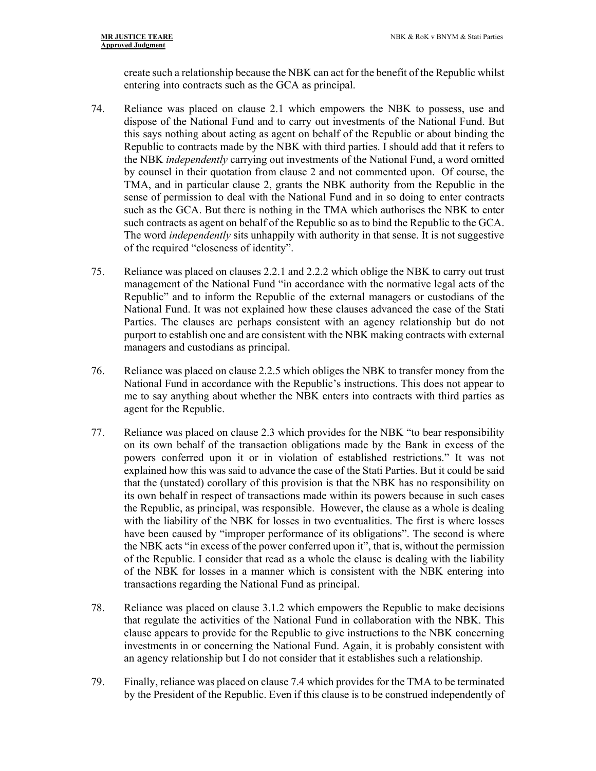create such a relationship because the NBK can act for the benefit of the Republic whilst entering into contracts such as the GCA as principal.

74. Reliance was placed on clause 2.1 which empowers the NBK to possess, use and dispose of the National Fund and to carry out investments of the National Fund. But this says nothing about acting as agent on behalf of the Republic or about binding the Republic to contracts made by the NBK with third parties. I should add that it refers to the NBK *independently* carrying out investments of the National Fund, a word omitted by counsel in their quotation from clause 2 and not commented upon. Of course, the TMA, and in particular clause 2, grants the NBK authority from the Republic in the sense of permission to deal with the National Fund and in so doing to enter contracts such as the GCA. But there is nothing in the TMA which authorises the NBK to enter such contracts as agent on behalf of the Republic so as to bind the Republic to the GCA. The word *independently* sits unhappily with authority in that sense. It is not suggestive of the required "closeness of identity".

75. Reliance was placed on clauses 2.2.1 and 2.2.2 which oblige the NBK to carry out trust management of the National Fund "in accordance with the normative legal acts of the Republic" and to inform the Republic of the external managers or custodians of the National Fund. It was not explained how these clauses advanced the case of the Stati Parties. The clauses are perhaps consistent with an agency relationship but do not purport to establish one and are consistent with the NBK making contracts with external managers and custodians as principal.

76. Reliance was placed on clause 2.2.5 which obliges the NBK to transfer money from the National Fund in accordance with the Republic's instructions. This does not appear to me to say anything about whether the NBK enters into contracts with third parties as agent for the Republic.

77. Reliance was placed on clause 2.3 which provides for the NBK "to bear responsibility on its own behalf of the transaction obligations made by the Bank in excess of the powers conferred upon it or in violation of established restrictions." It was not explained how this was said to advance the case of the Stati Parties. But it could be said that the (unstated) corollary of this provision is that the NBK has no responsibility on its own behalf in respect of transactions made within its powers because in such cases the Republic, as principal, was responsible. However, the clause as a whole is dealing with the liability of the NBK for losses in two eventualities. The first is where losses have been caused by "improper performance of its obligations". The second is where the NBK acts "in excess of the power conferred upon it", that is, without the permission of the Republic. I consider that read as a whole the clause is dealing with the liability of the NBK for losses in a manner which is consistent with the NBK entering into transactions regarding the National Fund as principal.

78. Reliance was placed on clause 3.1.2 which empowers the Republic to make decisions that regulate the activities of the National Fund in collaboration with the NBK. This clause appears to provide for the Republic to give instructions to the NBK concerning investments in or concerning the National Fund. Again, it is probably consistent with an agency relationship but I do not consider that it establishes such a relationship.

79. Finally, reliance was placed on clause 7.4 which provides for the TMA to be terminated by the President of the Republic. Even if this clause is to be construed independently of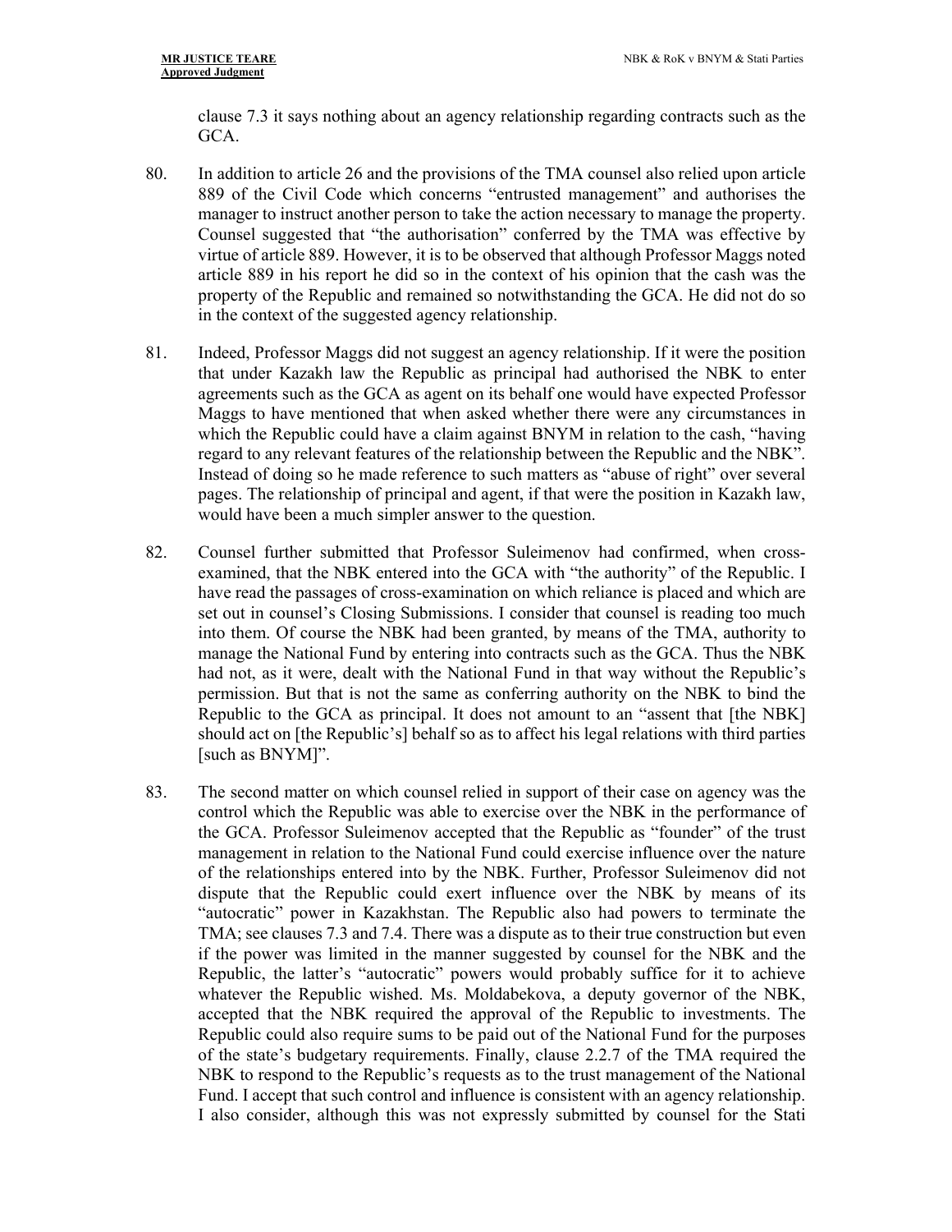clause 7.3 it says nothing about an agency relationship regarding contracts such as the GCA.

80. In addition to article 26 and the provisions of the TMA counsel also relied upon article 889 of the Civil Code which concerns "entrusted management" and authorises the manager to instruct another person to take the action necessary to manage the property. Counsel suggested that "the authorisation" conferred by the TMA was effective by virtue of article 889. However, it is to be observed that although Professor Maggs noted article 889 in his report he did so in the context of his opinion that the cash was the property of the Republic and remained so notwithstanding the GCA. He did not do so in the context of the suggested agency relationship.

81. Indeed, Professor Maggs did not suggest an agency relationship. If it were the position that under Kazakh law the Republic as principal had authorised the NBK to enter agreements such as the GCA as agent on its behalf one would have expected Professor Maggs to have mentioned that when asked whether there were any circumstances in which the Republic could have a claim against BNYM in relation to the cash, "having regard to any relevant features of the relationship between the Republic and the NBK". Instead of doing so he made reference to such matters as "abuse of right" over several pages. The relationship of principal and agent, if that were the position in Kazakh law, would have been a much simpler answer to the question.

82. Counsel further submitted that Professor Suleimenov had confirmed, when cross-examined, that the NBK entered into the GCA with "the authority" of the Republic. I have read the passages of cross-examination on which reliance is placed and which are set out in counsel's Closing Submissions. I consider that counsel is reading too much into them. Of course the NBK had been granted, by means of the TMA, authority to manage the National Fund by entering into contracts such as the GCA. Thus the NBK had not, as it were, dealt with the National Fund in that way without the Republic's permission. But that is not the same as conferring authority on the NBK to bind the Republic to the GCA as principal. It does not amount to an "assent that [the NBK] should act on [the Republic's] behalf so as to affect his legal relations with third parties [such as BNYM]".

83. The second matter on which counsel relied in support of their case on agency was the control which the Republic was able to exercise over the NBK in the performance of the GCA. Professor Suleimenov accepted that the Republic as "founder" of the trust management in relation to the National Fund could exercise influence over the nature of the relationships entered into by the NBK. Further, Professor Suleimenov did not dispute that the Republic could exert influence over the NBK by means of its "autocratic" power in Kazakhstan. The Republic also had powers to terminate the TMA; see clauses 7.3 and 7.4. There was a dispute as to their true construction but even if the power was limited in the manner suggested by counsel for the NBK and the Republic, the latter's "autocratic" powers would probably suffice for it to achieve whatever the Republic wished. Ms. Moldabekova, a deputy governor of the NBK, accepted that the NBK required the approval of the Republic to investments. The Republic could also require sums to be paid out of the National Fund for the purposes of the state's budgetary requirements. Finally, clause 2.2.7 of the TMA required the NBK to respond to the Republic's requests as to the trust management of the National Fund. I accept that such control and influence is consistent with an agency relationship. I also consider, although this was not expressly submitted by counsel for the Stati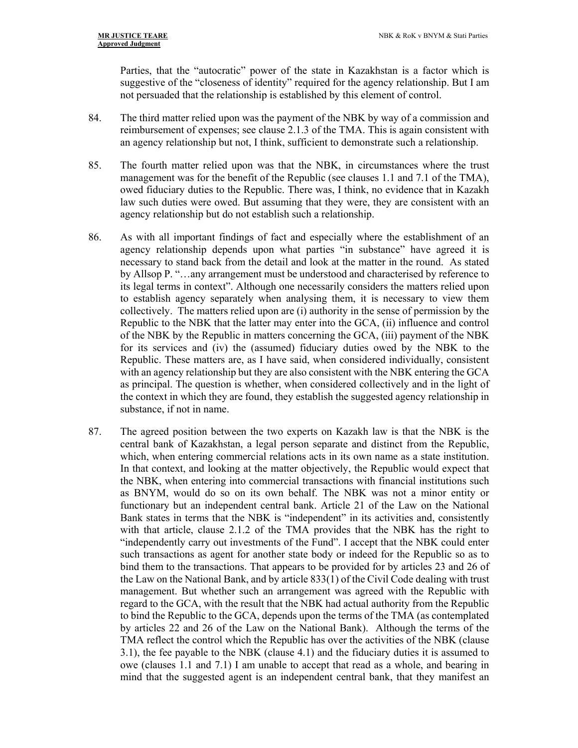Parties, that the "autocratic" power of the state in Kazakhstan is a factor which is suggestive of the "closeness of identity" required for the agency relationship. But I am not persuaded that the relationship is established by this element of control.

84. The third matter relied upon was the payment of the NBK by way of a commission and reimbursement of expenses; see clause 2.1.3 of the TMA. This is again consistent with an agency relationship but not, I think, sufficient to demonstrate such a relationship.

85. The fourth matter relied upon was that the NBK, in circumstances where the trust management was for the benefit of the Republic (see clauses 1.1 and 7.1 of the TMA), owed fiduciary duties to the Republic. There was, I think, no evidence that in Kazakh law such duties were owed. But assuming that they were, they are consistent with an agency relationship but do not establish such a relationship.

86. As with all important findings of fact and especially where the establishment of an agency relationship depends upon what parties "in substance" have agreed it is necessary to stand back from the detail and look at the matter in the round. As stated by Allsop P. "…any arrangement must be understood and characterised by reference to its legal terms in context". Although one necessarily considers the matters relied upon to establish agency separately when analysing them, it is necessary to view them collectively. The matters relied upon are (i) authority in the sense of permission by the Republic to the NBK that the latter may enter into the GCA, (ii) influence and control of the NBK by the Republic in matters concerning the GCA, (iii) payment of the NBK for its services and (iv) the (assumed) fiduciary duties owed by the NBK to the Republic. These matters are, as I have said, when considered individually, consistent with an agency relationship but they are also consistent with the NBK entering the GCA as principal. The question is whether, when considered collectively and in the light of the context in which they are found, they establish the suggested agency relationship in substance, if not in name.

87. The agreed position between the two experts on Kazakh law is that the NBK is the central bank of Kazakhstan, a legal person separate and distinct from the Republic, which, when entering commercial relations acts in its own name as a state institution. In that context, and looking at the matter objectively, the Republic would expect that the NBK, when entering into commercial transactions with financial institutions such as BNYM, would do so on its own behalf. The NBK was not a minor entity or functionary but an independent central bank. Article 21 of the Law on the National Bank states in terms that the NBK is "independent" in its activities and, consistently with that article, clause 2.1.2 of the TMA provides that the NBK has the right to "independently carry out investments of the Fund". I accept that the NBK could enter such transactions as agent for another state body or indeed for the Republic so as to bind them to the transactions. That appears to be provided for by articles 23 and 26 of the Law on the National Bank, and by article 833(1) of the Civil Code dealing with trust management. But whether such an arrangement was agreed with the Republic with regard to the GCA, with the result that the NBK had actual authority from the Republic to bind the Republic to the GCA, depends upon the terms of the TMA (as contemplated by articles 22 and 26 of the Law on the National Bank). Although the terms of the TMA reflect the control which the Republic has over the activities of the NBK (clause 3.1), the fee payable to the NBK (clause 4.1) and the fiduciary duties it is assumed to owe (clauses 1.1 and 7.1) I am unable to accept that read as a whole, and bearing in mind that the suggested agent is an independent central bank, that they manifest an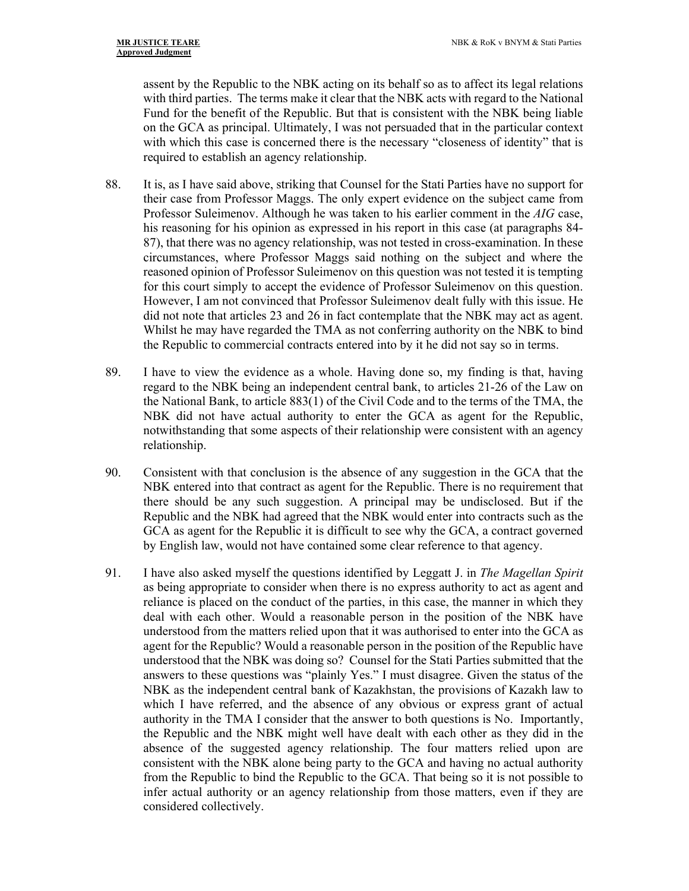assent by the Republic to the NBK acting on its behalf so as to affect its legal relations with third parties. The terms make it clear that the NBK acts with regard to the National Fund for the benefit of the Republic. But that is consistent with the NBK being liable on the GCA as principal. Ultimately, I was not persuaded that in the particular context with which this case is concerned there is the necessary "closeness of identity" that is required to establish an agency relationship.

88. It is, as I have said above, striking that Counsel for the Stati Parties have no support for their case from Professor Maggs. The only expert evidence on the subject came from Professor Suleimenov. Although he was taken to his earlier comment in the *AIG* case, his reasoning for his opinion as expressed in his report in this case (at paragraphs 84-87), that there was no agency relationship, was not tested in cross-examination. In these circumstances, where Professor Maggs said nothing on the subject and where the reasoned opinion of Professor Suleimenov on this question was not tested it is tempting for this court simply to accept the evidence of Professor Suleimenov on this question. However, I am not convinced that Professor Suleimenov dealt fully with this issue. He did not note that articles 23 and 26 in fact contemplate that the NBK may act as agent. Whilst he may have regarded the TMA as not conferring authority on the NBK to bind the Republic to commercial contracts entered into by it he did not say so in terms.

89. I have to view the evidence as a whole. Having done so, my finding is that, having regard to the NBK being an independent central bank, to articles 21-26 of the Law on the National Bank, to article 883(1) of the Civil Code and to the terms of the TMA, the NBK did not have actual authority to enter the GCA as agent for the Republic, notwithstanding that some aspects of their relationship were consistent with an agency relationship.

90. Consistent with that conclusion is the absence of any suggestion in the GCA that the NBK entered into that contract as agent for the Republic. There is no requirement that there should be any such suggestion. A principal may be undisclosed. But if the Republic and the NBK had agreed that the NBK would enter into contracts such as the GCA as agent for the Republic it is difficult to see why the GCA, a contract governed by English law, would not have contained some clear reference to that agency.

91. I have also asked myself the questions identified by Leggatt J. in *The Magellan Spirit* as being appropriate to consider when there is no express authority to act as agent and reliance is placed on the conduct of the parties, in this case, the manner in which they deal with each other. Would a reasonable person in the position of the NBK have understood from the matters relied upon that it was authorised to enter into the GCA as agent for the Republic? Would a reasonable person in the position of the Republic have understood that the NBK was doing so? Counsel for the Stati Parties submitted that the answers to these questions was "plainly Yes." I must disagree. Given the status of the NBK as the independent central bank of Kazakhstan, the provisions of Kazakh law to which I have referred, and the absence of any obvious or express grant of actual authority in the TMA I consider that the answer to both questions is No. Importantly, the Republic and the NBK might well have dealt with each other as they did in the absence of the suggested agency relationship. The four matters relied upon are consistent with the NBK alone being party to the GCA and having no actual authority from the Republic to bind the Republic to the GCA. That being so it is not possible to infer actual authority or an agency relationship from those matters, even if they are considered collectively.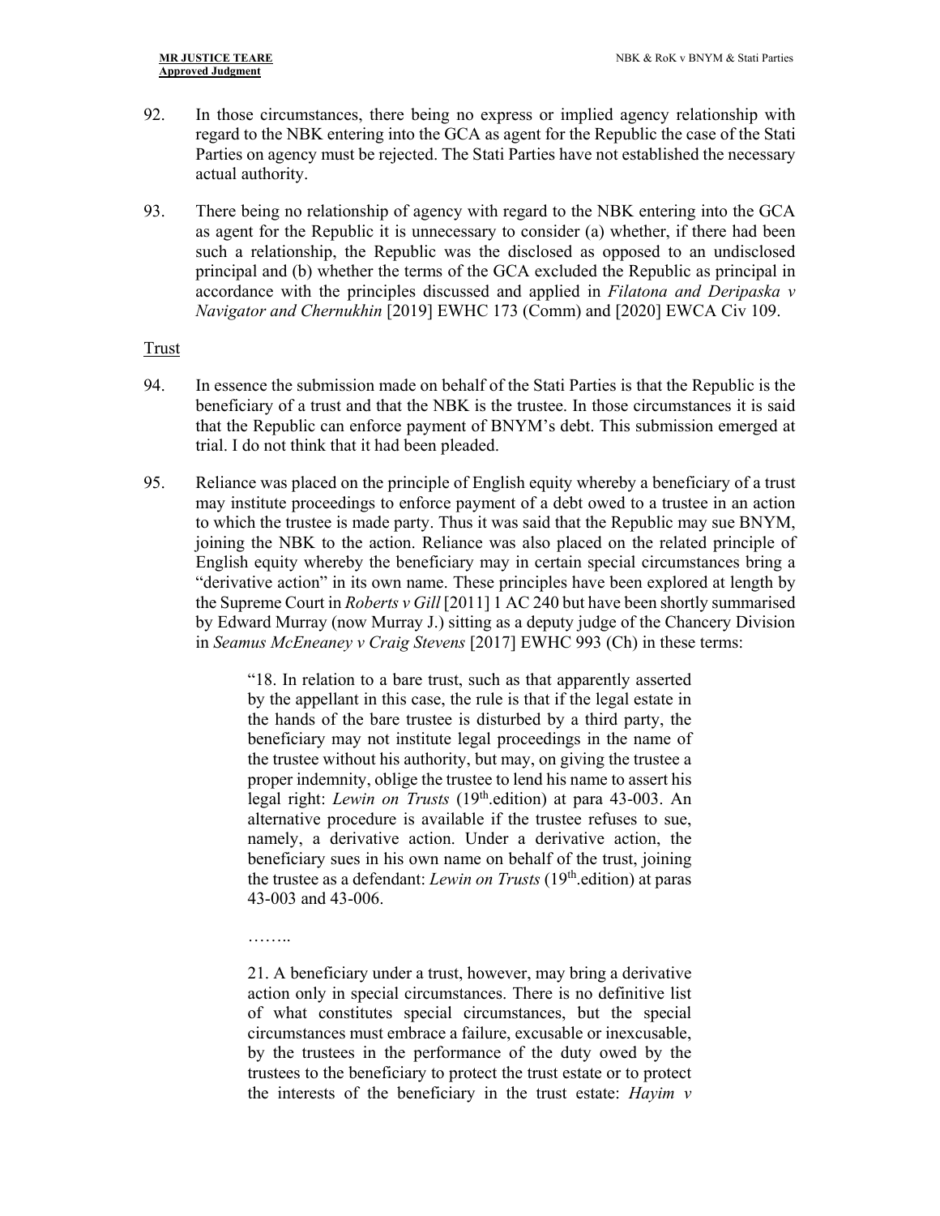92. In those circumstances, there being no express or implied agency relationship with regard to the NBK entering into the GCA as agent for the Republic the case of the Stati Parties on agency must be rejected. The Stati Parties have not established the necessary actual authority.

93. There being no relationship of agency with regard to the NBK entering into the GCA as agent for the Republic it is unnecessary to consider (a) whether, if there had been such a relationship, the Republic was the disclosed as opposed to an undisclosed principal and (b) whether the terms of the GCA excluded the Republic as principal in accordance with the principles discussed and applied in *Filatona and Deripaska v Navigator and Chernukhin* [2019] EWHC 173 (Comm) and [2020] EWCA Civ 109.

<u>Trust</u>

94. In essence the submission made on behalf of the Stati Parties is that the Republic is the beneficiary of a trust and that the NBK is the trustee. In those circumstances it is said that the Republic can enforce payment of BNYM's debt. This submission emerged at trial. I do not think that it had been pleaded.

95. Reliance was placed on the principle of English equity whereby a beneficiary of a trust may institute proceedings to enforce payment of a debt owed to a trustee in an action to which the trustee is made party. Thus it was said that the Republic may sue BNYM, joining the NBK to the action. Reliance was also placed on the related principle of English equity whereby the beneficiary may in certain special circumstances bring a "derivative action" in its own name. These principles have been explored at length by the Supreme Court in *Roberts v Gill* [2011] 1 AC 240 but have been shortly summarised by Edward Murray (now Murray J.) sitting as a deputy judge of the Chancery Division in *Seamus McEneaney v Craig Stevens* [2017] EWHC 993 (Ch) in these terms:

> "18. In relation to a bare trust, such as that apparently asserted by the appellant in this case, the rule is that if the legal estate in the hands of the bare trustee is disturbed by a third party, the beneficiary may not institute legal proceedings in the name of the trustee without his authority, but may, on giving the trustee a proper indemnity, oblige the trustee to lend his name to assert his legal right: *Lewin on Trusts* (19th.edition) at para 43-003. An alternative procedure is available if the trustee refuses to sue, namely, a derivative action. Under a derivative action, the beneficiary sues in his own name on behalf of the trust, joining the trustee as a defendant: *Lewin on Trusts* (19th.edition) at paras 43-003 and 43-006.
>
> ……..
>
> 21. A beneficiary under a trust, however, may bring a derivative action only in special circumstances. There is no definitive list of what constitutes special circumstances, but the special circumstances must embrace a failure, excusable or inexcusable, by the trustees in the performance of the duty owed by the trustees to the beneficiary to protect the trust estate or to protect the interests of the beneficiary in the trust estate: *Hayim v*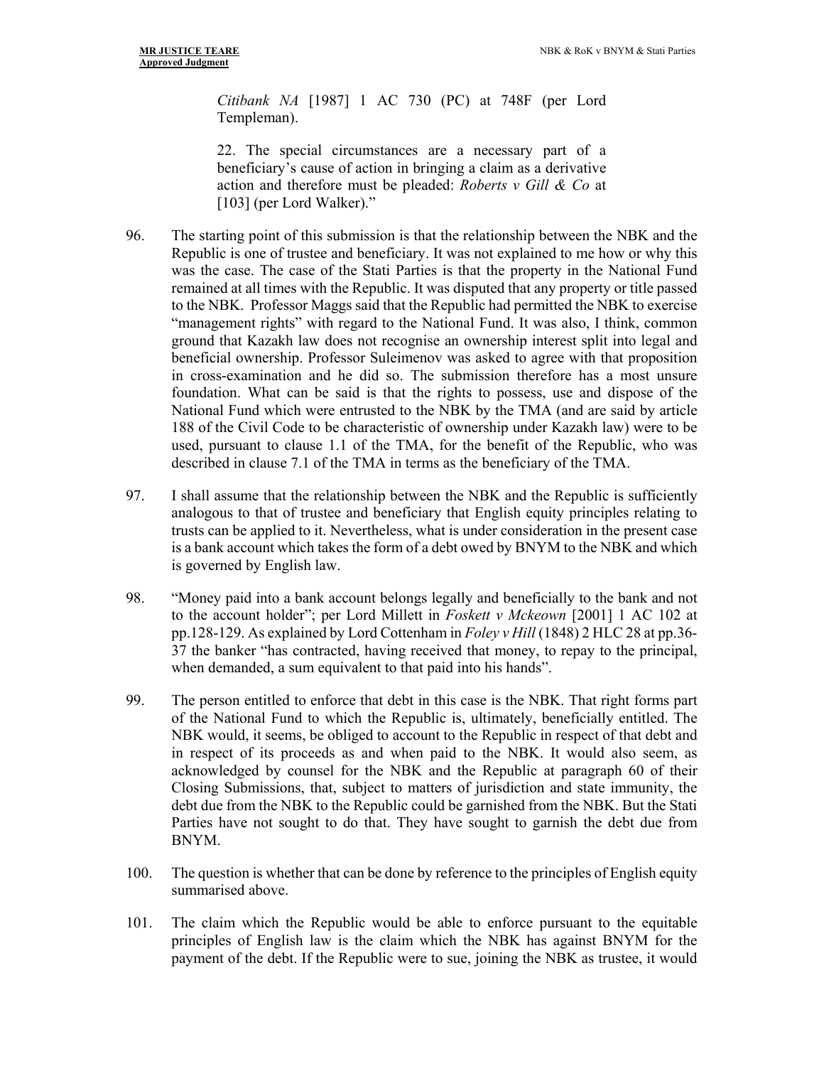> *Citibank NA* [1987] 1 AC 730 (PC) at 748F (per Lord Templeman).
>
> 22. The special circumstances are a necessary part of a beneficiary's cause of action in bringing a claim as a derivative action and therefore must be pleaded: *Roberts v Gill & Co* at [103] (per Lord Walker)."

96. The starting point of this submission is that the relationship between the NBK and the Republic is one of trustee and beneficiary. It was not explained to me how or why this was the case. The case of the Stati Parties is that the property in the National Fund remained at all times with the Republic. It was disputed that any property or title passed to the NBK. Professor Maggs said that the Republic had permitted the NBK to exercise "management rights" with regard to the National Fund. It was also, I think, common ground that Kazakh law does not recognise an ownership interest split into legal and beneficial ownership. Professor Suleimenov was asked to agree with that proposition in cross-examination and he did so. The submission therefore has a most unsure foundation. What can be said is that the rights to possess, use and dispose of the National Fund which were entrusted to the NBK by the TMA (and are said by article 188 of the Civil Code to be characteristic of ownership under Kazakh law) were to be used, pursuant to clause 1.1 of the TMA, for the benefit of the Republic, who was described in clause 7.1 of the TMA in terms as the beneficiary of the TMA.

97. I shall assume that the relationship between the NBK and the Republic is sufficiently analogous to that of trustee and beneficiary that English equity principles relating to trusts can be applied to it. Nevertheless, what is under consideration in the present case is a bank account which takes the form of a debt owed by BNYM to the NBK and which is governed by English law.

98. "Money paid into a bank account belongs legally and beneficially to the bank and not to the account holder"; per Lord Millett in *Foskett v Mckeown* [2001] 1 AC 102 at pp.128-129. As explained by Lord Cottenham in *Foley v Hill* (1848) 2 HLC 28 at pp.36-37 the banker "has contracted, having received that money, to repay to the principal, when demanded, a sum equivalent to that paid into his hands".

99. The person entitled to enforce that debt in this case is the NBK. That right forms part of the National Fund to which the Republic is, ultimately, beneficially entitled. The NBK would, it seems, be obliged to account to the Republic in respect of that debt and in respect of its proceeds as and when paid to the NBK. It would also seem, as acknowledged by counsel for the NBK and the Republic at paragraph 60 of their Closing Submissions, that, subject to matters of jurisdiction and state immunity, the debt due from the NBK to the Republic could be garnished from the NBK. But the Stati Parties have not sought to do that. They have sought to garnish the debt due from BNYM.

100. The question is whether that can be done by reference to the principles of English equity summarised above.

101. The claim which the Republic would be able to enforce pursuant to the equitable principles of English law is the claim which the NBK has against BNYM for the payment of the debt. If the Republic were to sue, joining the NBK as trustee, it would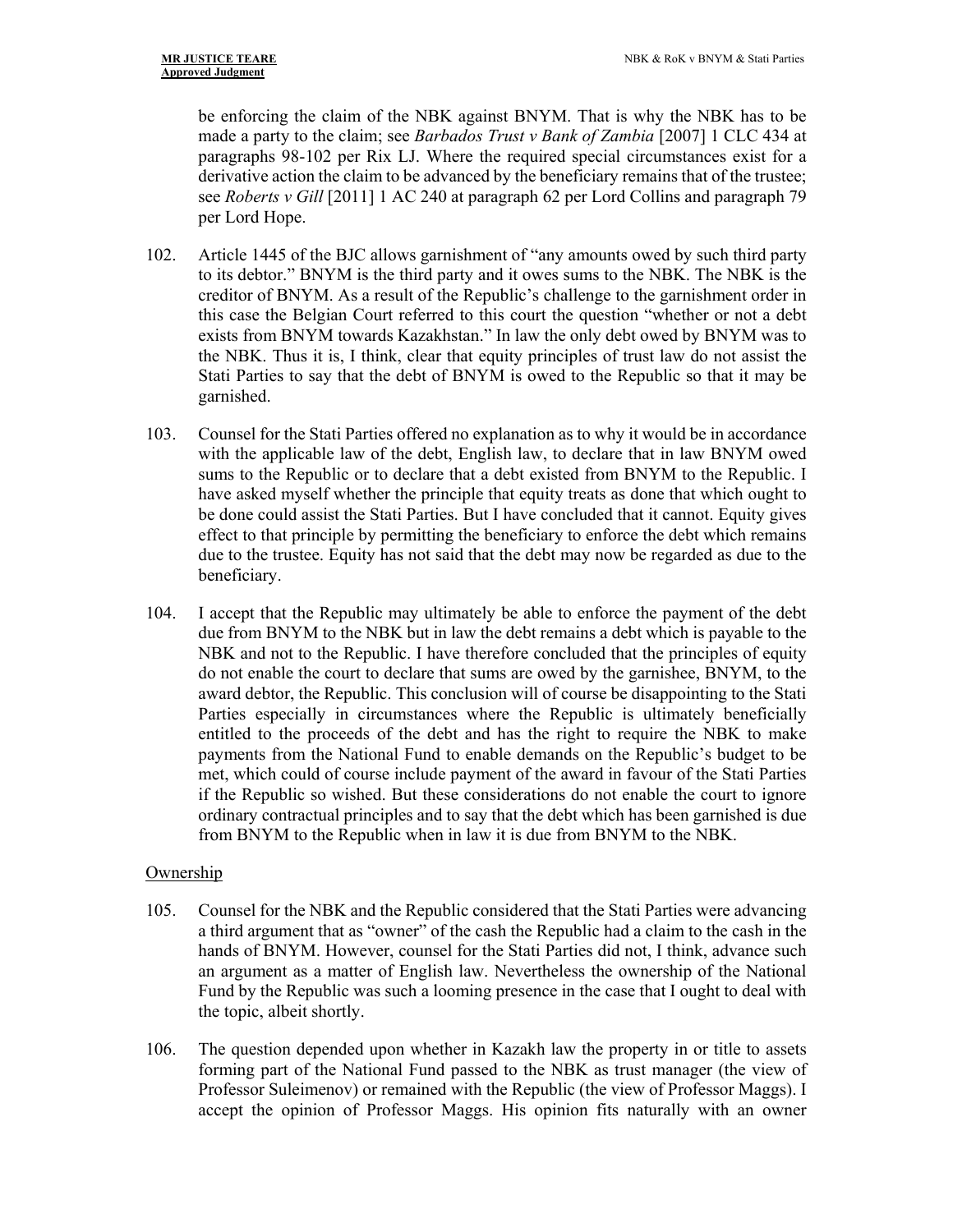be enforcing the claim of the NBK against BNYM. That is why the NBK has to be made a party to the claim; see *Barbados Trust v Bank of Zambia* [2007] 1 CLC 434 at paragraphs 98-102 per Rix LJ. Where the required special circumstances exist for a derivative action the claim to be advanced by the beneficiary remains that of the trustee; see *Roberts v Gill* [2011] 1 AC 240 at paragraph 62 per Lord Collins and paragraph 79 per Lord Hope.

102. Article 1445 of the BJC allows garnishment of "any amounts owed by such third party to its debtor." BNYM is the third party and it owes sums to the NBK. The NBK is the creditor of BNYM. As a result of the Republic's challenge to the garnishment order in this case the Belgian Court referred to this court the question "whether or not a debt exists from BNYM towards Kazakhstan." In law the only debt owed by BNYM was to the NBK. Thus it is, I think, clear that equity principles of trust law do not assist the Stati Parties to say that the debt of BNYM is owed to the Republic so that it may be garnished.

103. Counsel for the Stati Parties offered no explanation as to why it would be in accordance with the applicable law of the debt, English law, to declare that in law BNYM owed sums to the Republic or to declare that a debt existed from BNYM to the Republic. I have asked myself whether the principle that equity treats as done that which ought to be done could assist the Stati Parties. But I have concluded that it cannot. Equity gives effect to that principle by permitting the beneficiary to enforce the debt which remains due to the trustee. Equity has not said that the debt may now be regarded as due to the beneficiary.

104. I accept that the Republic may ultimately be able to enforce the payment of the debt due from BNYM to the NBK but in law the debt remains a debt which is payable to the NBK and not to the Republic. I have therefore concluded that the principles of equity do not enable the court to declare that sums are owed by the garnishee, BNYM, to the award debtor, the Republic. This conclusion will of course be disappointing to the Stati Parties especially in circumstances where the Republic is ultimately beneficially entitled to the proceeds of the debt and has the right to require the NBK to make payments from the National Fund to enable demands on the Republic's budget to be met, which could of course include payment of the award in favour of the Stati Parties if the Republic so wished. But these considerations do not enable the court to ignore ordinary contractual principles and to say that the debt which has been garnished is due from BNYM to the Republic when in law it is due from BNYM to the NBK.

## Ownership

105. Counsel for the NBK and the Republic considered that the Stati Parties were advancing a third argument that as "owner" of the cash the Republic had a claim to the cash in the hands of BNYM. However, counsel for the Stati Parties did not, I think, advance such an argument as a matter of English law. Nevertheless the ownership of the National Fund by the Republic was such a looming presence in the case that I ought to deal with the topic, albeit shortly.

106. The question depended upon whether in Kazakh law the property in or title to assets forming part of the National Fund passed to the NBK as trust manager (the view of Professor Suleimenov) or remained with the Republic (the view of Professor Maggs). I accept the opinion of Professor Maggs. His opinion fits naturally with an owner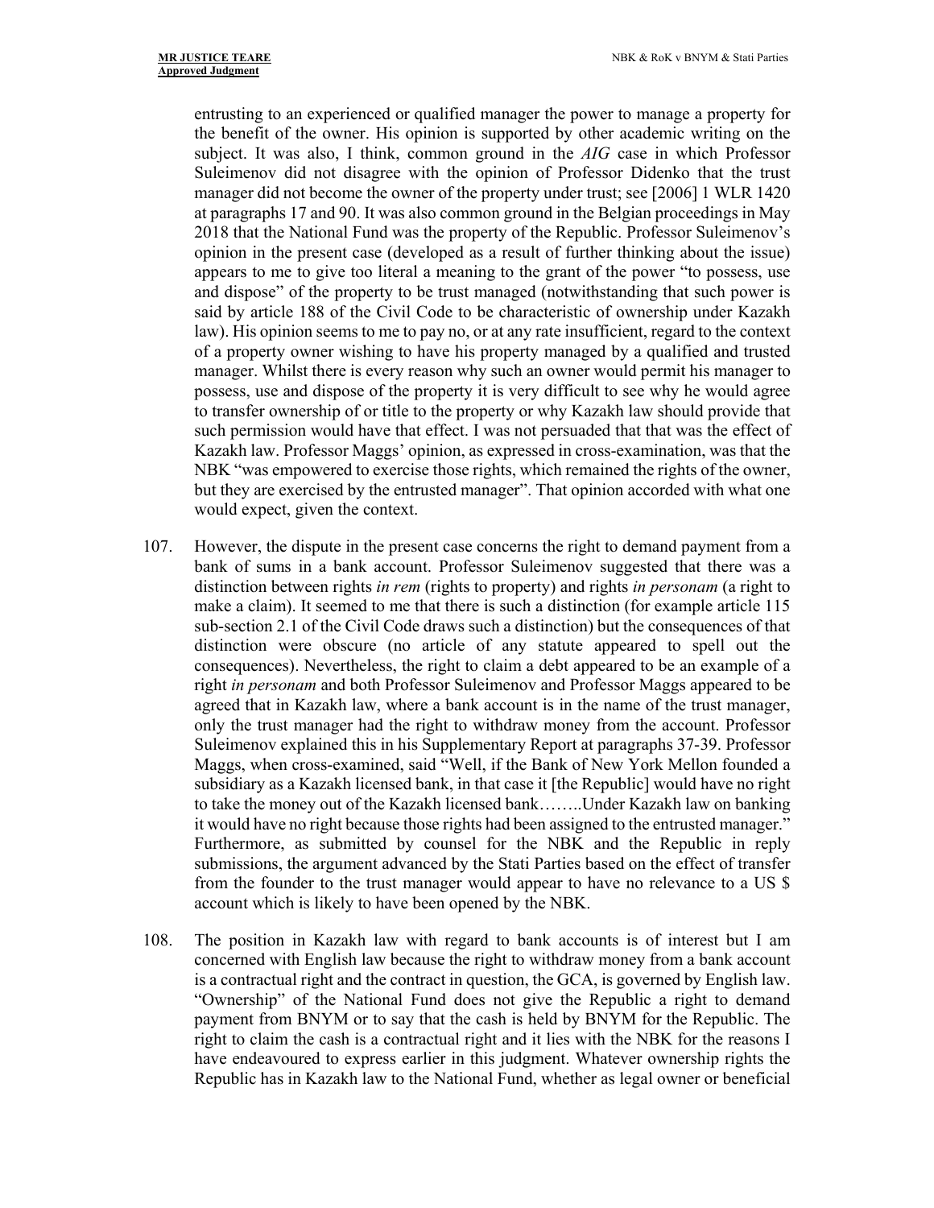entrusting to an experienced or qualified manager the power to manage a property for the benefit of the owner. His opinion is supported by other academic writing on the subject. It was also, I think, common ground in the *AIG* case in which Professor Suleimenov did not disagree with the opinion of Professor Didenko that the trust manager did not become the owner of the property under trust; see [2006] 1 WLR 1420 at paragraphs 17 and 90. It was also common ground in the Belgian proceedings in May 2018 that the National Fund was the property of the Republic. Professor Suleimenov's opinion in the present case (developed as a result of further thinking about the issue) appears to me to give too literal a meaning to the grant of the power "to possess, use and dispose" of the property to be trust managed (notwithstanding that such power is said by article 188 of the Civil Code to be characteristic of ownership under Kazakh law). His opinion seems to me to pay no, or at any rate insufficient, regard to the context of a property owner wishing to have his property managed by a qualified and trusted manager. Whilst there is every reason why such an owner would permit his manager to possess, use and dispose of the property it is very difficult to see why he would agree to transfer ownership of or title to the property or why Kazakh law should provide that such permission would have that effect. I was not persuaded that that was the effect of Kazakh law. Professor Maggs' opinion, as expressed in cross-examination, was that the NBK "was empowered to exercise those rights, which remained the rights of the owner, but they are exercised by the entrusted manager". That opinion accorded with what one would expect, given the context.

107. However, the dispute in the present case concerns the right to demand payment from a bank of sums in a bank account. Professor Suleimenov suggested that there was a distinction between rights *in rem* (rights to property) and rights *in personam* (a right to make a claim). It seemed to me that there is such a distinction (for example article 115 sub-section 2.1 of the Civil Code draws such a distinction) but the consequences of that distinction were obscure (no article of any statute appeared to spell out the consequences). Nevertheless, the right to claim a debt appeared to be an example of a right *in personam* and both Professor Suleimenov and Professor Maggs appeared to be agreed that in Kazakh law, where a bank account is in the name of the trust manager, only the trust manager had the right to withdraw money from the account. Professor Suleimenov explained this in his Supplementary Report at paragraphs 37-39. Professor Maggs, when cross-examined, said "Well, if the Bank of New York Mellon founded a subsidiary as a Kazakh licensed bank, in that case it [the Republic] would have no right to take the money out of the Kazakh licensed bank……..Under Kazakh law on banking it would have no right because those rights had been assigned to the entrusted manager." Furthermore, as submitted by counsel for the NBK and the Republic in reply submissions, the argument advanced by the Stati Parties based on the effect of transfer from the founder to the trust manager would appear to have no relevance to a US $ account which is likely to have been opened by the NBK.

108. The position in Kazakh law with regard to bank accounts is of interest but I am concerned with English law because the right to withdraw money from a bank account is a contractual right and the contract in question, the GCA, is governed by English law. "Ownership" of the National Fund does not give the Republic a right to demand payment from BNYM or to say that the cash is held by BNYM for the Republic. The right to claim the cash is a contractual right and it lies with the NBK for the reasons I have endeavoured to express earlier in this judgment. Whatever ownership rights the Republic has in Kazakh law to the National Fund, whether as legal owner or beneficial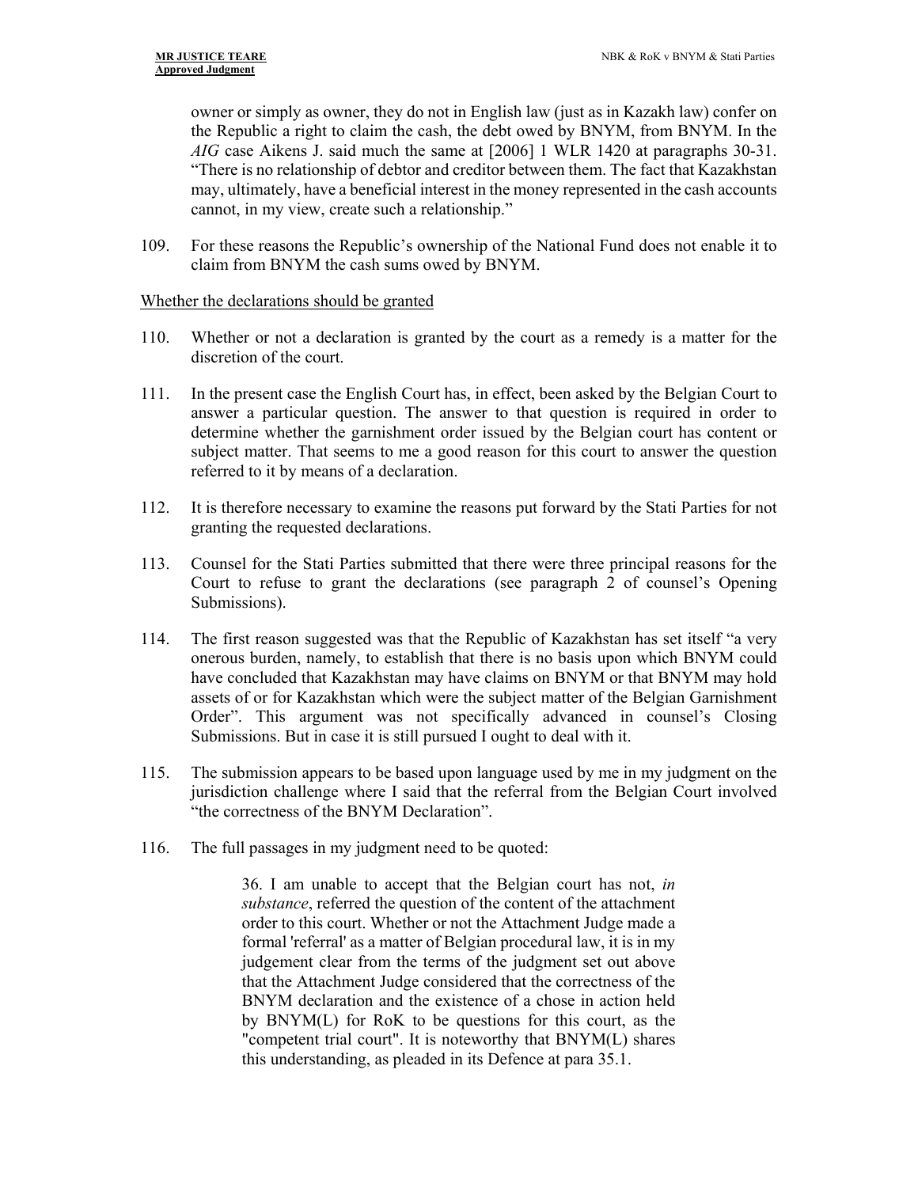owner or simply as owner, they do not in English law (just as in Kazakh law) confer on the Republic a right to claim the cash, the debt owed by BNYM, from BNYM. In the *AIG* case Aikens J. said much the same at [2006] 1 WLR 1420 at paragraphs 30-31. "There is no relationship of debtor and creditor between them. The fact that Kazakhstan may, ultimately, have a beneficial interest in the money represented in the cash accounts cannot, in my view, create such a relationship."

109. For these reasons the Republic's ownership of the National Fund does not enable it to claim from BNYM the cash sums owed by BNYM.

Whether the declarations should be granted

110. Whether or not a declaration is granted by the court as a remedy is a matter for the discretion of the court.

111. In the present case the English Court has, in effect, been asked by the Belgian Court to answer a particular question. The answer to that question is required in order to determine whether the garnishment order issued by the Belgian court has content or subject matter. That seems to me a good reason for this court to answer the question referred to it by means of a declaration.

112. It is therefore necessary to examine the reasons put forward by the Stati Parties for not granting the requested declarations.

113. Counsel for the Stati Parties submitted that there were three principal reasons for the Court to refuse to grant the declarations (see paragraph 2 of counsel's Opening Submissions).

114. The first reason suggested was that the Republic of Kazakhstan has set itself "a very onerous burden, namely, to establish that there is no basis upon which BNYM could have concluded that Kazakhstan may have claims on BNYM or that BNYM may hold assets of or for Kazakhstan which were the subject matter of the Belgian Garnishment Order". This argument was not specifically advanced in counsel's Closing Submissions. But in case it is still pursued I ought to deal with it.

115. The submission appears to be based upon language used by me in my judgment on the jurisdiction challenge where I said that the referral from the Belgian Court involved "the correctness of the BNYM Declaration".

116. The full passages in my judgment need to be quoted:

> 36. I am unable to accept that the Belgian court has not, *in substance*, referred the question of the content of the attachment order to this court. Whether or not the Attachment Judge made a formal 'referral' as a matter of Belgian procedural law, it is in my judgement clear from the terms of the judgment set out above that the Attachment Judge considered that the correctness of the BNYM declaration and the existence of a chose in action held by BNYM(L) for RoK to be questions for this court, as the "competent trial court". It is noteworthy that BNYM(L) shares this understanding, as pleaded in its Defence at para 35.1.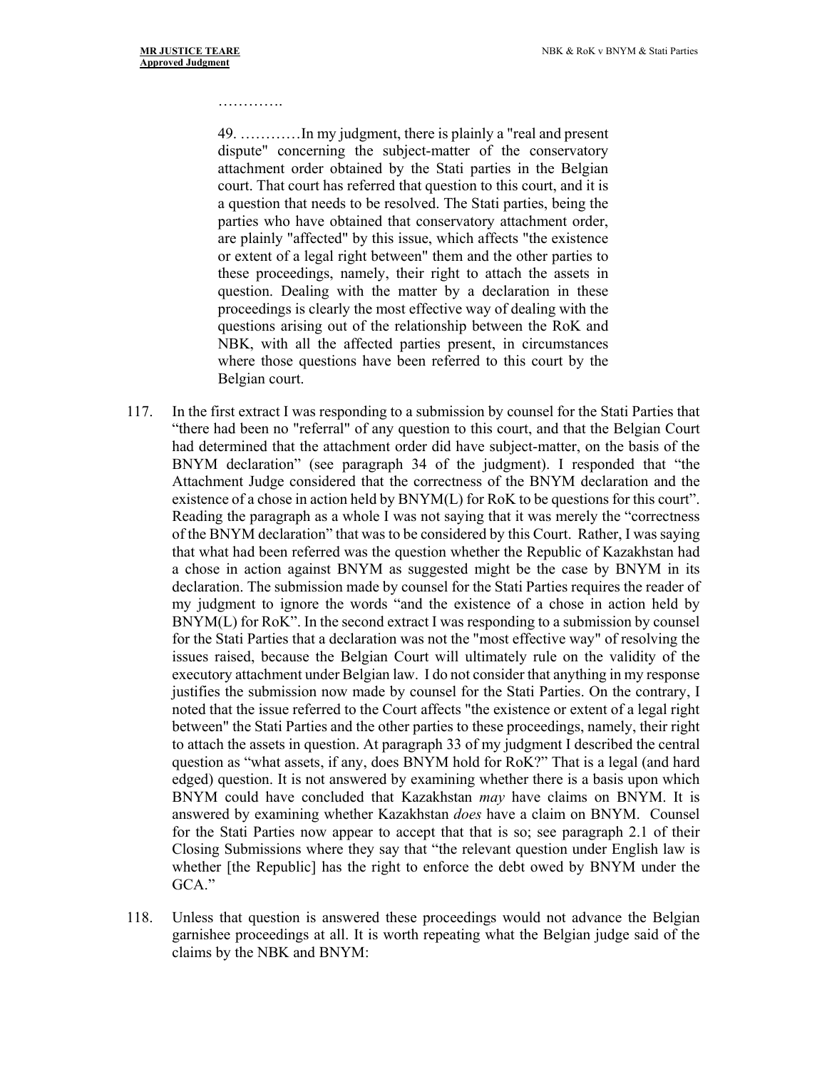………….

> 49. …………In my judgment, there is plainly a "real and present dispute" concerning the subject-matter of the conservatory attachment order obtained by the Stati parties in the Belgian court. That court has referred that question to this court, and it is a question that needs to be resolved. The Stati parties, being the parties who have obtained that conservatory attachment order, are plainly "affected" by this issue, which affects "the existence or extent of a legal right between" them and the other parties to these proceedings, namely, their right to attach the assets in question. Dealing with the matter by a declaration in these proceedings is clearly the most effective way of dealing with the questions arising out of the relationship between the RoK and NBK, with all the affected parties present, in circumstances where those questions have been referred to this court by the Belgian court.

117. In the first extract I was responding to a submission by counsel for the Stati Parties that "there had been no "referral" of any question to this court, and that the Belgian Court had determined that the attachment order did have subject-matter, on the basis of the BNYM declaration" (see paragraph 34 of the judgment). I responded that "the Attachment Judge considered that the correctness of the BNYM declaration and the existence of a chose in action held by BNYM(L) for RoK to be questions for this court". Reading the paragraph as a whole I was not saying that it was merely the "correctness of the BNYM declaration" that was to be considered by this Court. Rather, I was saying that what had been referred was the question whether the Republic of Kazakhstan had a chose in action against BNYM as suggested might be the case by BNYM in its declaration. The submission made by counsel for the Stati Parties requires the reader of my judgment to ignore the words "and the existence of a chose in action held by BNYM(L) for RoK". In the second extract I was responding to a submission by counsel for the Stati Parties that a declaration was not the "most effective way" of resolving the issues raised, because the Belgian Court will ultimately rule on the validity of the executory attachment under Belgian law. I do not consider that anything in my response justifies the submission now made by counsel for the Stati Parties. On the contrary, I noted that the issue referred to the Court affects "the existence or extent of a legal right between" the Stati Parties and the other parties to these proceedings, namely, their right to attach the assets in question. At paragraph 33 of my judgment I described the central question as "what assets, if any, does BNYM hold for RoK?" That is a legal (and hard edged) question. It is not answered by examining whether there is a basis upon which BNYM could have concluded that Kazakhstan *may* have claims on BNYM. It is answered by examining whether Kazakhstan *does* have a claim on BNYM. Counsel for the Stati Parties now appear to accept that that is so; see paragraph 2.1 of their Closing Submissions where they say that "the relevant question under English law is whether [the Republic] has the right to enforce the debt owed by BNYM under the GCA."

118. Unless that question is answered these proceedings would not advance the Belgian garnishee proceedings at all. It is worth repeating what the Belgian judge said of the claims by the NBK and BNYM: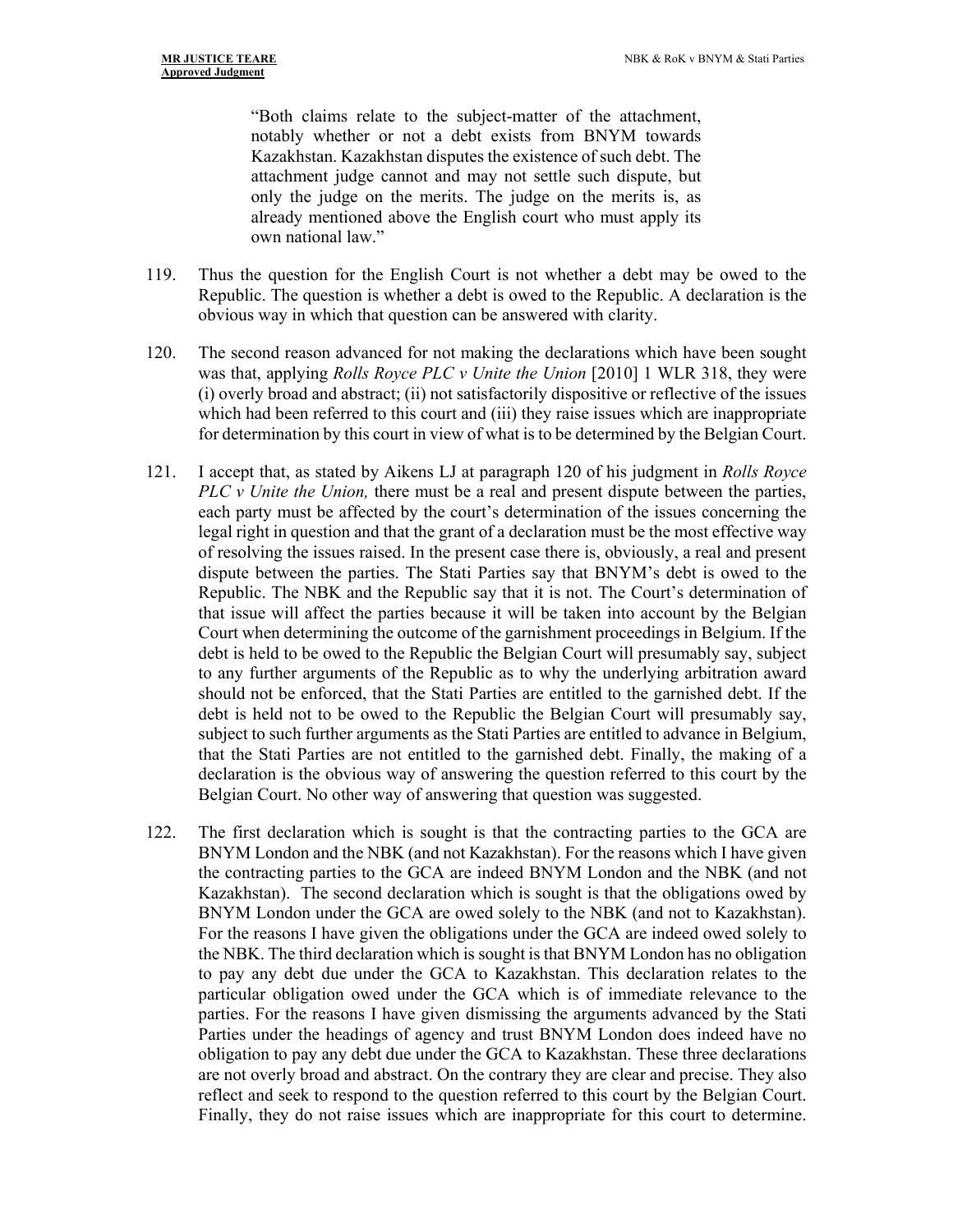> "Both claims relate to the subject-matter of the attachment, notably whether or not a debt exists from BNYM towards Kazakhstan. Kazakhstan disputes the existence of such debt. The attachment judge cannot and may not settle such dispute, but only the judge on the merits. The judge on the merits is, as already mentioned above the English court who must apply its own national law."

119. Thus the question for the English Court is not whether a debt may be owed to the Republic. The question is whether a debt is owed to the Republic. A declaration is the obvious way in which that question can be answered with clarity.

120. The second reason advanced for not making the declarations which have been sought was that, applying *Rolls Royce PLC v Unite the Union* [2010] 1 WLR 318, they were (i) overly broad and abstract; (ii) not satisfactorily dispositive or reflective of the issues which had been referred to this court and (iii) they raise issues which are inappropriate for determination by this court in view of what is to be determined by the Belgian Court.

121. I accept that, as stated by Aikens LJ at paragraph 120 of his judgment in *Rolls Royce PLC v Unite the Union,* there must be a real and present dispute between the parties, each party must be affected by the court's determination of the issues concerning the legal right in question and that the grant of a declaration must be the most effective way of resolving the issues raised. In the present case there is, obviously, a real and present dispute between the parties. The Stati Parties say that BNYM's debt is owed to the Republic. The NBK and the Republic say that it is not. The Court's determination of that issue will affect the parties because it will be taken into account by the Belgian Court when determining the outcome of the garnishment proceedings in Belgium. If the debt is held to be owed to the Republic the Belgian Court will presumably say, subject to any further arguments of the Republic as to why the underlying arbitration award should not be enforced, that the Stati Parties are entitled to the garnished debt. If the debt is held not to be owed to the Republic the Belgian Court will presumably say, subject to such further arguments as the Stati Parties are entitled to advance in Belgium, that the Stati Parties are not entitled to the garnished debt. Finally, the making of a declaration is the obvious way of answering the question referred to this court by the Belgian Court. No other way of answering that question was suggested.

122. The first declaration which is sought is that the contracting parties to the GCA are BNYM London and the NBK (and not Kazakhstan). For the reasons which I have given the contracting parties to the GCA are indeed BNYM London and the NBK (and not Kazakhstan). The second declaration which is sought is that the obligations owed by BNYM London under the GCA are owed solely to the NBK (and not to Kazakhstan). For the reasons I have given the obligations under the GCA are indeed owed solely to the NBK. The third declaration which is sought is that BNYM London has no obligation to pay any debt due under the GCA to Kazakhstan. This declaration relates to the particular obligation owed under the GCA which is of immediate relevance to the parties. For the reasons I have given dismissing the arguments advanced by the Stati Parties under the headings of agency and trust BNYM London does indeed have no obligation to pay any debt due under the GCA to Kazakhstan. These three declarations are not overly broad and abstract. On the contrary they are clear and precise. They also reflect and seek to respond to the question referred to this court by the Belgian Court. Finally, they do not raise issues which are inappropriate for this court to determine.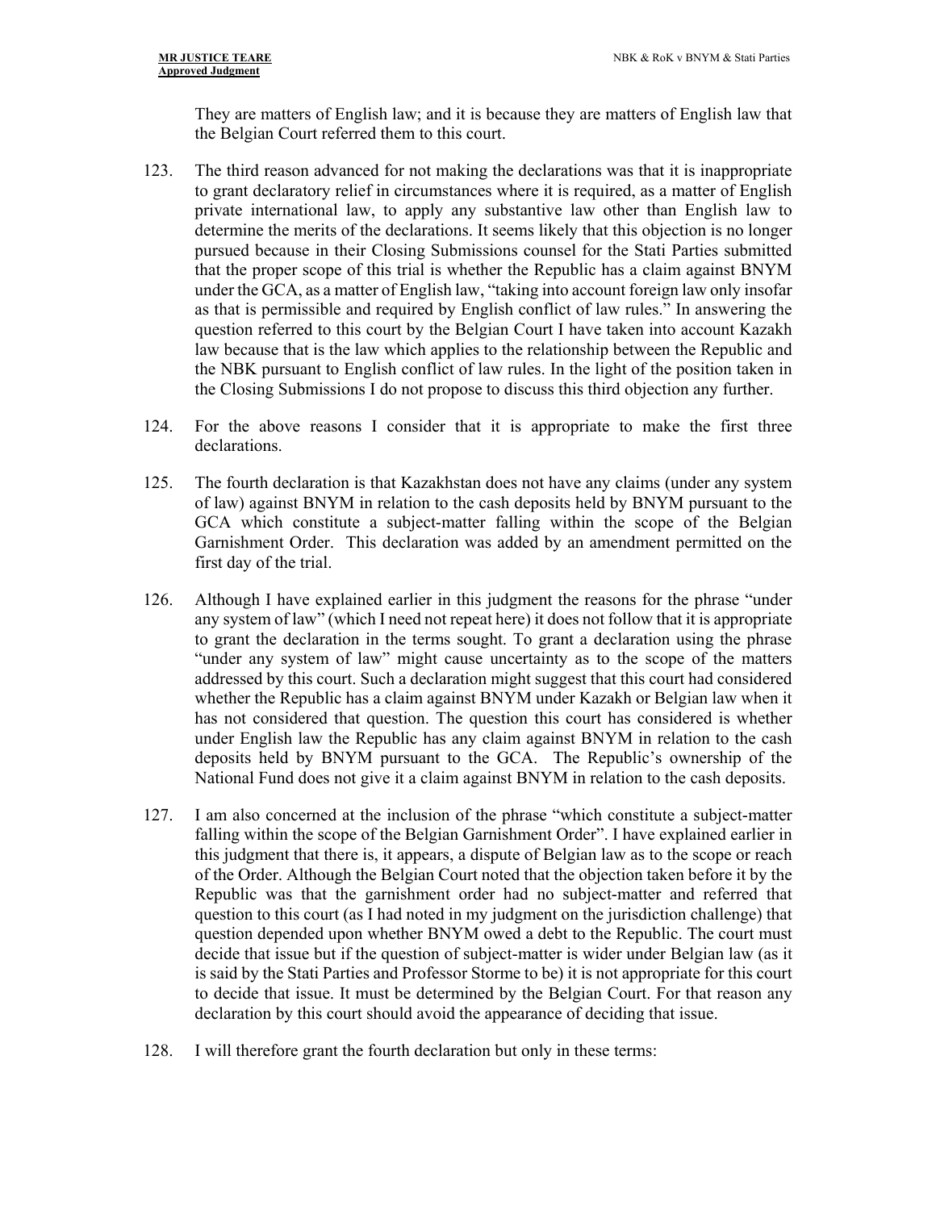They are matters of English law; and it is because they are matters of English law that the Belgian Court referred them to this court.

123. The third reason advanced for not making the declarations was that it is inappropriate to grant declaratory relief in circumstances where it is required, as a matter of English private international law, to apply any substantive law other than English law to determine the merits of the declarations. It seems likely that this objection is no longer pursued because in their Closing Submissions counsel for the Stati Parties submitted that the proper scope of this trial is whether the Republic has a claim against BNYM under the GCA, as a matter of English law, "taking into account foreign law only insofar as that is permissible and required by English conflict of law rules." In answering the question referred to this court by the Belgian Court I have taken into account Kazakh law because that is the law which applies to the relationship between the Republic and the NBK pursuant to English conflict of law rules. In the light of the position taken in the Closing Submissions I do not propose to discuss this third objection any further.

124. For the above reasons I consider that it is appropriate to make the first three declarations.

125. The fourth declaration is that Kazakhstan does not have any claims (under any system of law) against BNYM in relation to the cash deposits held by BNYM pursuant to the GCA which constitute a subject-matter falling within the scope of the Belgian Garnishment Order. This declaration was added by an amendment permitted on the first day of the trial.

126. Although I have explained earlier in this judgment the reasons for the phrase "under any system of law" (which I need not repeat here) it does not follow that it is appropriate to grant the declaration in the terms sought. To grant a declaration using the phrase "under any system of law" might cause uncertainty as to the scope of the matters addressed by this court. Such a declaration might suggest that this court had considered whether the Republic has a claim against BNYM under Kazakh or Belgian law when it has not considered that question. The question this court has considered is whether under English law the Republic has any claim against BNYM in relation to the cash deposits held by BNYM pursuant to the GCA. The Republic's ownership of the National Fund does not give it a claim against BNYM in relation to the cash deposits.

127. I am also concerned at the inclusion of the phrase "which constitute a subject-matter falling within the scope of the Belgian Garnishment Order". I have explained earlier in this judgment that there is, it appears, a dispute of Belgian law as to the scope or reach of the Order. Although the Belgian Court noted that the objection taken before it by the Republic was that the garnishment order had no subject-matter and referred that question to this court (as I had noted in my judgment on the jurisdiction challenge) that question depended upon whether BNYM owed a debt to the Republic. The court must decide that issue but if the question of subject-matter is wider under Belgian law (as it is said by the Stati Parties and Professor Storme to be) it is not appropriate for this court to decide that issue. It must be determined by the Belgian Court. For that reason any declaration by this court should avoid the appearance of deciding that issue.

128. I will therefore grant the fourth declaration but only in these terms: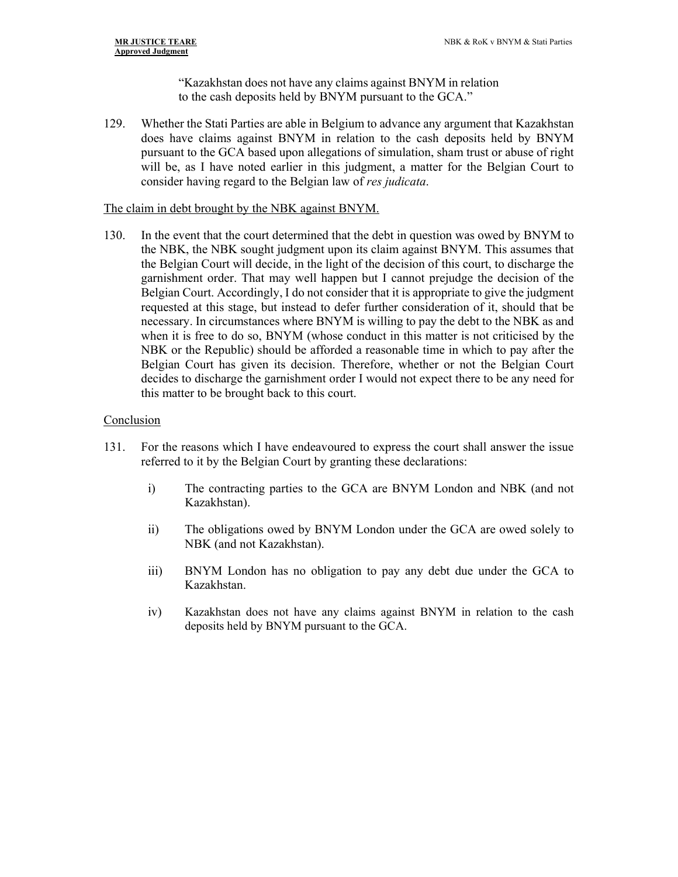> "Kazakhstan does not have any claims against BNYM in relation to the cash deposits held by BNYM pursuant to the GCA."

129. Whether the Stati Parties are able in Belgium to advance any argument that Kazakhstan does have claims against BNYM in relation to the cash deposits held by BNYM pursuant to the GCA based upon allegations of simulation, sham trust or abuse of right will be, as I have noted earlier in this judgment, a matter for the Belgian Court to consider having regard to the Belgian law of *res judicata*.

The claim in debt brought by the NBK against BNYM.

130. In the event that the court determined that the debt in question was owed by BNYM to the NBK, the NBK sought judgment upon its claim against BNYM. This assumes that the Belgian Court will decide, in the light of the decision of this court, to discharge the garnishment order. That may well happen but I cannot prejudge the decision of the Belgian Court. Accordingly, I do not consider that it is appropriate to give the judgment requested at this stage, but instead to defer further consideration of it, should that be necessary. In circumstances where BNYM is willing to pay the debt to the NBK as and when it is free to do so, BNYM (whose conduct in this matter is not criticised by the NBK or the Republic) should be afforded a reasonable time in which to pay after the Belgian Court has given its decision. Therefore, whether or not the Belgian Court decides to discharge the garnishment order I would not expect there to be any need for this matter to be brought back to this court.

Conclusion

131. For the reasons which I have endeavoured to express the court shall answer the issue referred to it by the Belgian Court by granting these declarations:

    i) The contracting parties to the GCA are BNYM London and NBK (and not Kazakhstan).

    ii) The obligations owed by BNYM London under the GCA are owed solely to NBK (and not Kazakhstan).

    iii) BNYM London has no obligation to pay any debt due under the GCA to Kazakhstan.

    iv) Kazakhstan does not have any claims against BNYM in relation to the cash deposits held by BNYM pursuant to the GCA.